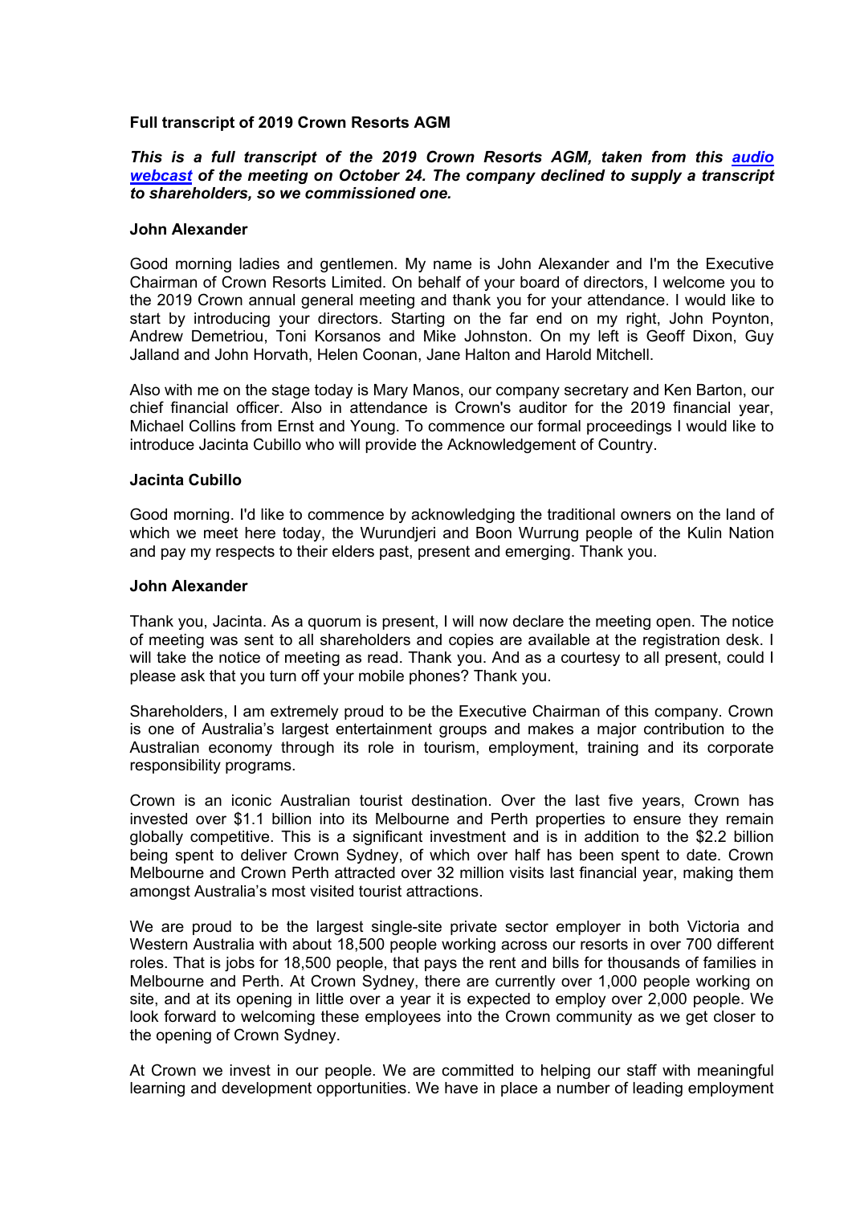**Full transcript of 2019 Crown Resorts AGM**

***This is a full transcript of the 2019 Crown Resorts AGM, taken from this [audio webcast](audio webcast) of the meeting on October 24. The company declined to supply a transcript to shareholders, so we commissioned one.***

**John Alexander**

Good morning ladies and gentlemen. My name is John Alexander and I'm the Executive Chairman of Crown Resorts Limited. On behalf of your board of directors, I welcome you to the 2019 Crown annual general meeting and thank you for your attendance. I would like to start by introducing your directors. Starting on the far end on my right, John Poynton, Andrew Demetriou, Toni Korsanos and Mike Johnston. On my left is Geoff Dixon, Guy Jalland and John Horvath, Helen Coonan, Jane Halton and Harold Mitchell.

Also with me on the stage today is Mary Manos, our company secretary and Ken Barton, our chief financial officer. Also in attendance is Crown's auditor for the 2019 financial year, Michael Collins from Ernst and Young. To commence our formal proceedings I would like to introduce Jacinta Cubillo who will provide the Acknowledgement of Country.

**Jacinta Cubillo**

Good morning. I'd like to commence by acknowledging the traditional owners on the land of which we meet here today, the Wurundjeri and Boon Wurrung people of the Kulin Nation and pay my respects to their elders past, present and emerging. Thank you.

**John Alexander**

Thank you, Jacinta. As a quorum is present, I will now declare the meeting open. The notice of meeting was sent to all shareholders and copies are available at the registration desk. I will take the notice of meeting as read. Thank you. And as a courtesy to all present, could I please ask that you turn off your mobile phones? Thank you.

Shareholders, I am extremely proud to be the Executive Chairman of this company. Crown is one of Australia's largest entertainment groups and makes a major contribution to the Australian economy through its role in tourism, employment, training and its corporate responsibility programs.

Crown is an iconic Australian tourist destination. Over the last five years, Crown has invested over $1.1 billion into its Melbourne and Perth properties to ensure they remain globally competitive. This is a significant investment and is in addition to the $2.2 billion being spent to deliver Crown Sydney, of which over half has been spent to date. Crown Melbourne and Crown Perth attracted over 32 million visits last financial year, making them amongst Australia's most visited tourist attractions.

We are proud to be the largest single-site private sector employer in both Victoria and Western Australia with about 18,500 people working across our resorts in over 700 different roles. That is jobs for 18,500 people, that pays the rent and bills for thousands of families in Melbourne and Perth. At Crown Sydney, there are currently over 1,000 people working on site, and at its opening in little over a year it is expected to employ over 2,000 people. We look forward to welcoming these employees into the Crown community as we get closer to the opening of Crown Sydney.

At Crown we invest in our people. We are committed to helping our staff with meaningful learning and development opportunities. We have in place a number of leading employment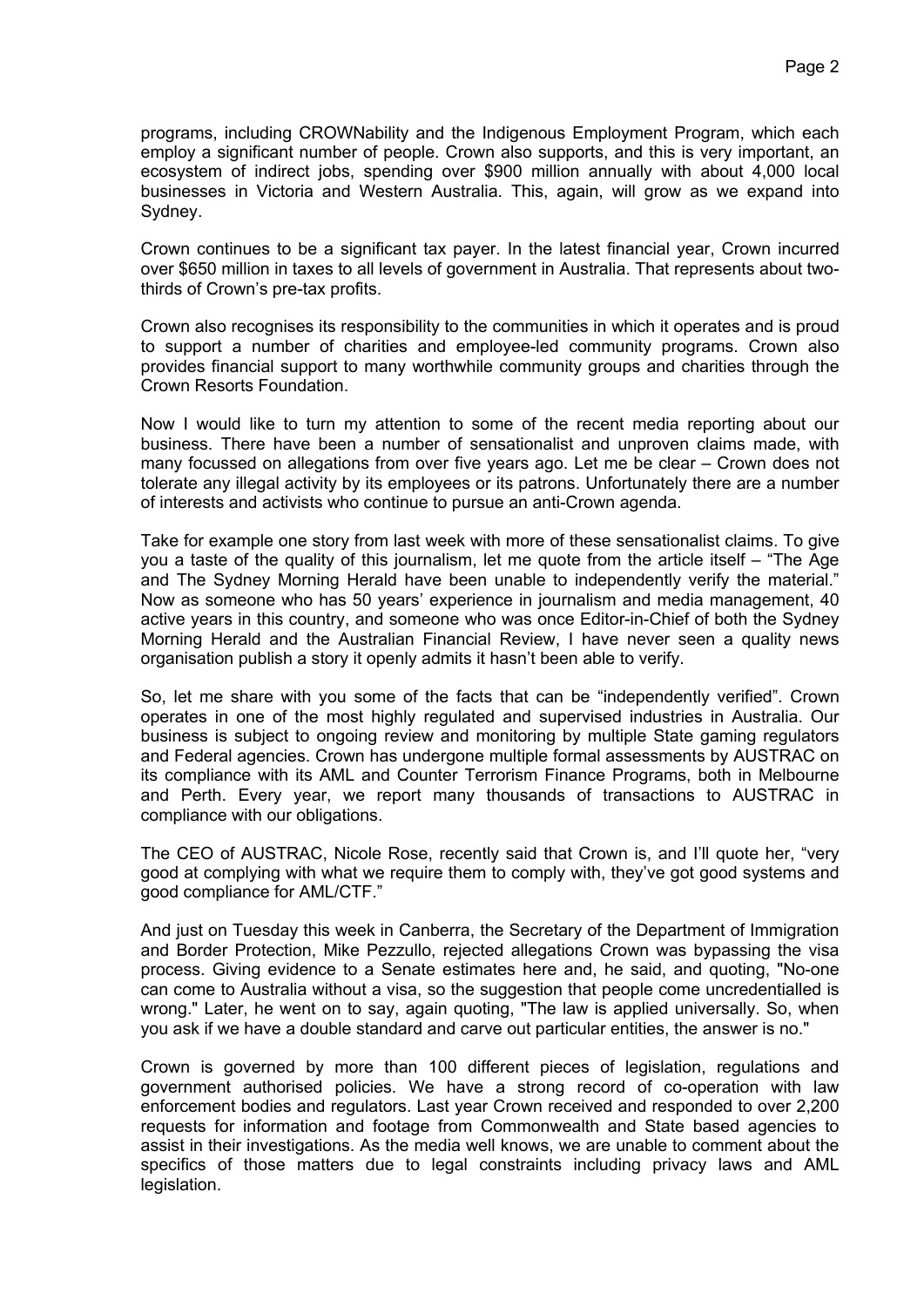programs, including CROWNability and the Indigenous Employment Program, which each employ a significant number of people. Crown also supports, and this is very important, an ecosystem of indirect jobs, spending over $900 million annually with about 4,000 local businesses in Victoria and Western Australia. This, again, will grow as we expand into Sydney.

Crown continues to be a significant tax payer. In the latest financial year, Crown incurred over $650 million in taxes to all levels of government in Australia. That represents about two-thirds of Crown's pre-tax profits.

Crown also recognises its responsibility to the communities in which it operates and is proud to support a number of charities and employee-led community programs. Crown also provides financial support to many worthwhile community groups and charities through the Crown Resorts Foundation.

Now I would like to turn my attention to some of the recent media reporting about our business. There have been a number of sensationalist and unproven claims made, with many focussed on allegations from over five years ago. Let me be clear – Crown does not tolerate any illegal activity by its employees or its patrons. Unfortunately there are a number of interests and activists who continue to pursue an anti-Crown agenda.

Take for example one story from last week with more of these sensationalist claims. To give you a taste of the quality of this journalism, let me quote from the article itself – "The Age and The Sydney Morning Herald have been unable to independently verify the material." Now as someone who has 50 years' experience in journalism and media management, 40 active years in this country, and someone who was once Editor-in-Chief of both the Sydney Morning Herald and the Australian Financial Review, I have never seen a quality news organisation publish a story it openly admits it hasn't been able to verify.

So, let me share with you some of the facts that can be "independently verified". Crown operates in one of the most highly regulated and supervised industries in Australia. Our business is subject to ongoing review and monitoring by multiple State gaming regulators and Federal agencies. Crown has undergone multiple formal assessments by AUSTRAC on its compliance with its AML and Counter Terrorism Finance Programs, both in Melbourne and Perth. Every year, we report many thousands of transactions to AUSTRAC in compliance with our obligations.

The CEO of AUSTRAC, Nicole Rose, recently said that Crown is, and I'll quote her, "very good at complying with what we require them to comply with, they've got good systems and good compliance for AML/CTF."

And just on Tuesday this week in Canberra, the Secretary of the Department of Immigration and Border Protection, Mike Pezzullo, rejected allegations Crown was bypassing the visa process. Giving evidence to a Senate estimates here and, he said, and quoting, "No-one can come to Australia without a visa, so the suggestion that people come uncredentialled is wrong." Later, he went on to say, again quoting, "The law is applied universally. So, when you ask if we have a double standard and carve out particular entities, the answer is no."

Crown is governed by more than 100 different pieces of legislation, regulations and government authorised policies. We have a strong record of co-operation with law enforcement bodies and regulators. Last year Crown received and responded to over 2,200 requests for information and footage from Commonwealth and State based agencies to assist in their investigations. As the media well knows, we are unable to comment about the specifics of those matters due to legal constraints including privacy laws and AML legislation.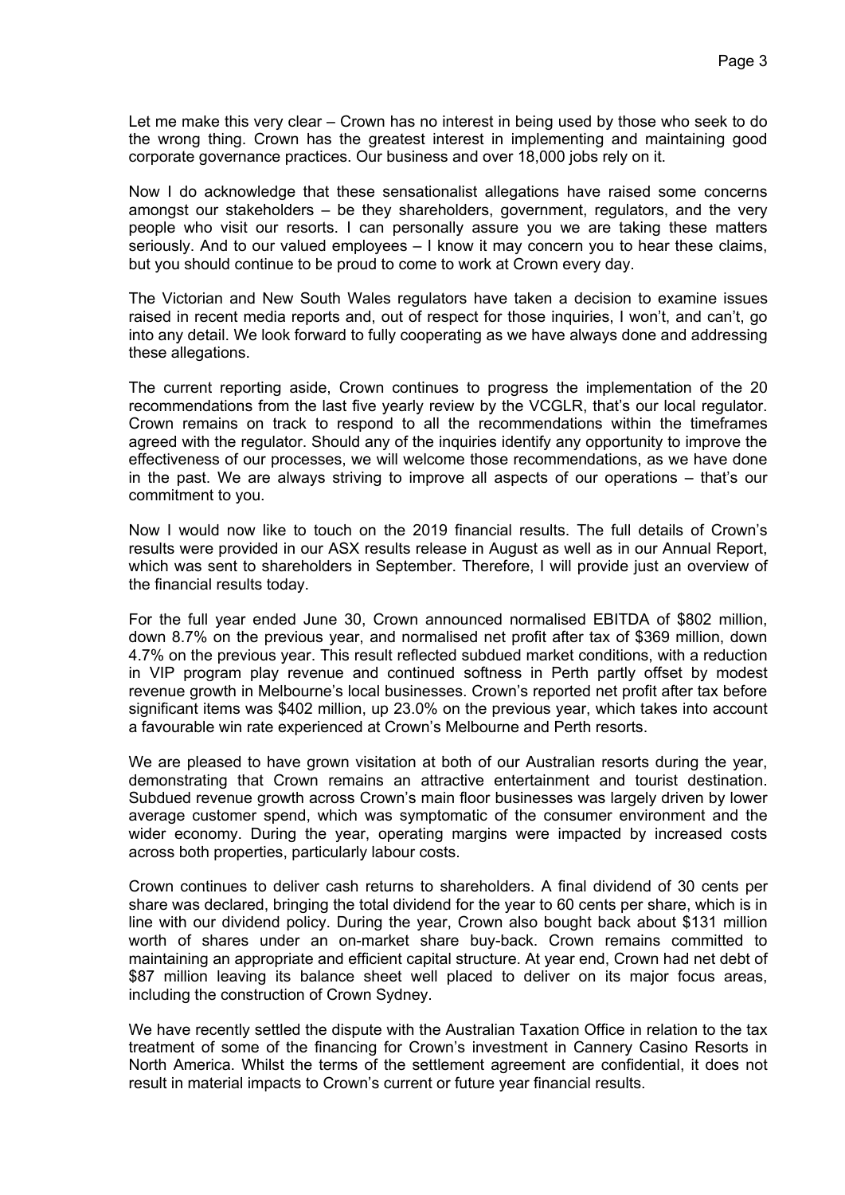Let me make this very clear – Crown has no interest in being used by those who seek to do the wrong thing. Crown has the greatest interest in implementing and maintaining good corporate governance practices. Our business and over 18,000 jobs rely on it.

Now I do acknowledge that these sensationalist allegations have raised some concerns amongst our stakeholders – be they shareholders, government, regulators, and the very people who visit our resorts. I can personally assure you we are taking these matters seriously. And to our valued employees – I know it may concern you to hear these claims, but you should continue to be proud to come to work at Crown every day.

The Victorian and New South Wales regulators have taken a decision to examine issues raised in recent media reports and, out of respect for those inquiries, I won't, and can't, go into any detail. We look forward to fully cooperating as we have always done and addressing these allegations.

The current reporting aside, Crown continues to progress the implementation of the 20 recommendations from the last five yearly review by the VCGLR, that's our local regulator. Crown remains on track to respond to all the recommendations within the timeframes agreed with the regulator. Should any of the inquiries identify any opportunity to improve the effectiveness of our processes, we will welcome those recommendations, as we have done in the past. We are always striving to improve all aspects of our operations – that's our commitment to you.

Now I would now like to touch on the 2019 financial results. The full details of Crown's results were provided in our ASX results release in August as well as in our Annual Report, which was sent to shareholders in September. Therefore, I will provide just an overview of the financial results today.

For the full year ended June 30, Crown announced normalised EBITDA of $802 million, down 8.7% on the previous year, and normalised net profit after tax of $369 million, down 4.7% on the previous year. This result reflected subdued market conditions, with a reduction in VIP program play revenue and continued softness in Perth partly offset by modest revenue growth in Melbourne's local businesses. Crown's reported net profit after tax before significant items was $402 million, up 23.0% on the previous year, which takes into account a favourable win rate experienced at Crown's Melbourne and Perth resorts.

We are pleased to have grown visitation at both of our Australian resorts during the year, demonstrating that Crown remains an attractive entertainment and tourist destination. Subdued revenue growth across Crown's main floor businesses was largely driven by lower average customer spend, which was symptomatic of the consumer environment and the wider economy. During the year, operating margins were impacted by increased costs across both properties, particularly labour costs.

Crown continues to deliver cash returns to shareholders. A final dividend of 30 cents per share was declared, bringing the total dividend for the year to 60 cents per share, which is in line with our dividend policy. During the year, Crown also bought back about $131 million worth of shares under an on-market share buy-back. Crown remains committed to maintaining an appropriate and efficient capital structure. At year end, Crown had net debt of $87 million leaving its balance sheet well placed to deliver on its major focus areas, including the construction of Crown Sydney.

We have recently settled the dispute with the Australian Taxation Office in relation to the tax treatment of some of the financing for Crown's investment in Cannery Casino Resorts in North America. Whilst the terms of the settlement agreement are confidential, it does not result in material impacts to Crown's current or future year financial results.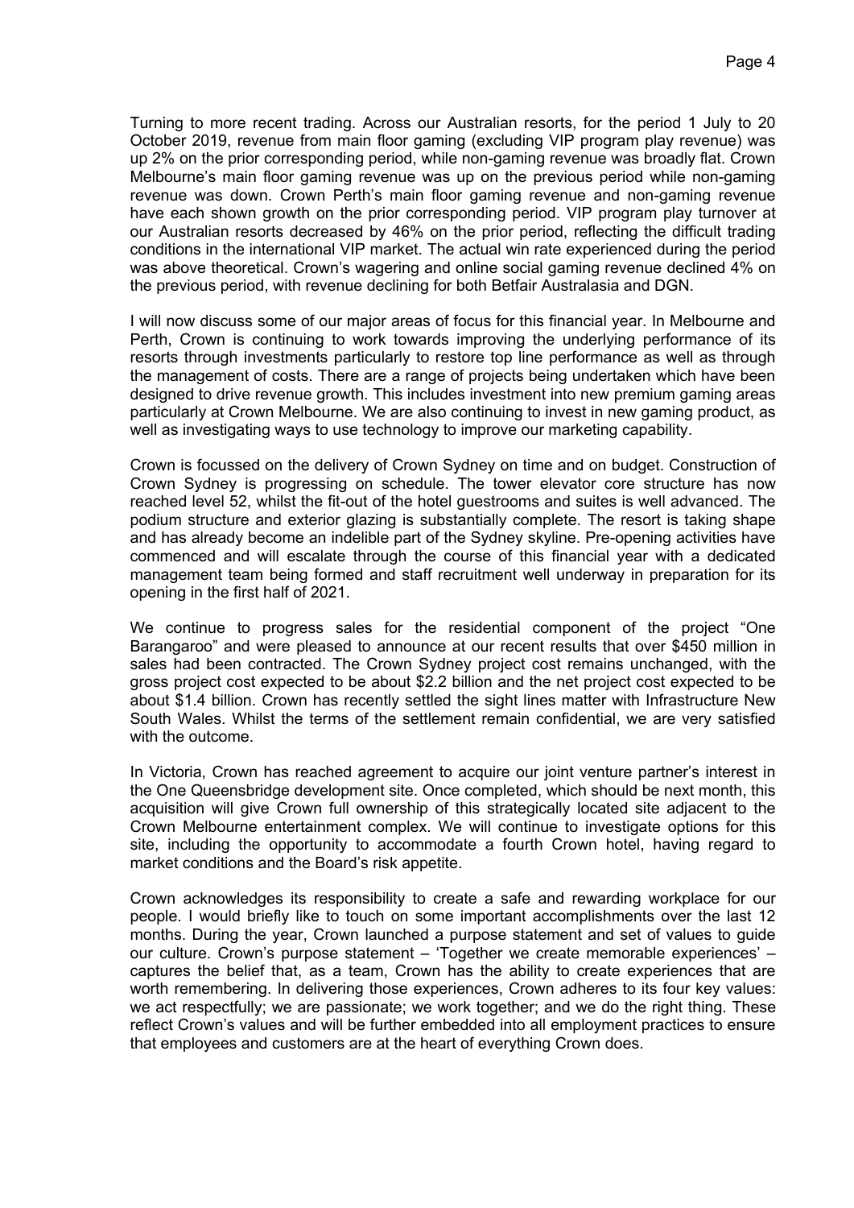Turning to more recent trading. Across our Australian resorts, for the period 1 July to 20 October 2019, revenue from main floor gaming (excluding VIP program play revenue) was up 2% on the prior corresponding period, while non-gaming revenue was broadly flat. Crown Melbourne's main floor gaming revenue was up on the previous period while non-gaming revenue was down. Crown Perth's main floor gaming revenue and non-gaming revenue have each shown growth on the prior corresponding period. VIP program play turnover at our Australian resorts decreased by 46% on the prior period, reflecting the difficult trading conditions in the international VIP market. The actual win rate experienced during the period was above theoretical. Crown's wagering and online social gaming revenue declined 4% on the previous period, with revenue declining for both Betfair Australasia and DGN.

I will now discuss some of our major areas of focus for this financial year. In Melbourne and Perth, Crown is continuing to work towards improving the underlying performance of its resorts through investments particularly to restore top line performance as well as through the management of costs. There are a range of projects being undertaken which have been designed to drive revenue growth. This includes investment into new premium gaming areas particularly at Crown Melbourne. We are also continuing to invest in new gaming product, as well as investigating ways to use technology to improve our marketing capability.

Crown is focussed on the delivery of Crown Sydney on time and on budget. Construction of Crown Sydney is progressing on schedule. The tower elevator core structure has now reached level 52, whilst the fit-out of the hotel guestrooms and suites is well advanced. The podium structure and exterior glazing is substantially complete. The resort is taking shape and has already become an indelible part of the Sydney skyline. Pre-opening activities have commenced and will escalate through the course of this financial year with a dedicated management team being formed and staff recruitment well underway in preparation for its opening in the first half of 2021.

We continue to progress sales for the residential component of the project "One Barangaroo" and were pleased to announce at our recent results that over $450 million in sales had been contracted. The Crown Sydney project cost remains unchanged, with the gross project cost expected to be about $2.2 billion and the net project cost expected to be about $1.4 billion. Crown has recently settled the sight lines matter with Infrastructure New South Wales. Whilst the terms of the settlement remain confidential, we are very satisfied with the outcome.

In Victoria, Crown has reached agreement to acquire our joint venture partner's interest in the One Queensbridge development site. Once completed, which should be next month, this acquisition will give Crown full ownership of this strategically located site adjacent to the Crown Melbourne entertainment complex. We will continue to investigate options for this site, including the opportunity to accommodate a fourth Crown hotel, having regard to market conditions and the Board's risk appetite.

Crown acknowledges its responsibility to create a safe and rewarding workplace for our people. I would briefly like to touch on some important accomplishments over the last 12 months. During the year, Crown launched a purpose statement and set of values to guide our culture. Crown's purpose statement – 'Together we create memorable experiences' – captures the belief that, as a team, Crown has the ability to create experiences that are worth remembering. In delivering those experiences, Crown adheres to its four key values: we act respectfully; we are passionate; we work together; and we do the right thing. These reflect Crown's values and will be further embedded into all employment practices to ensure that employees and customers are at the heart of everything Crown does.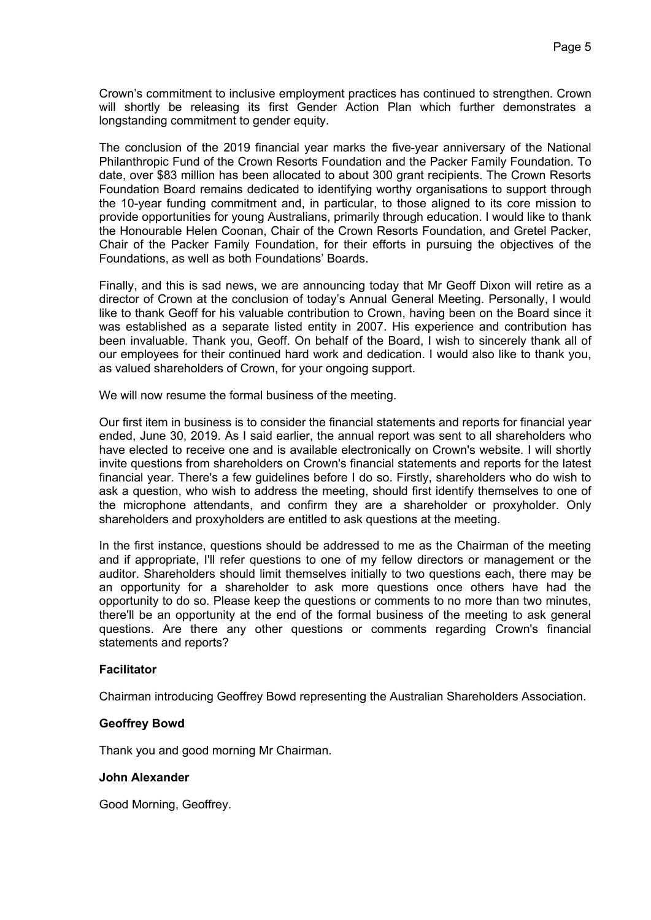Crown's commitment to inclusive employment practices has continued to strengthen. Crown will shortly be releasing its first Gender Action Plan which further demonstrates a longstanding commitment to gender equity.

The conclusion of the 2019 financial year marks the five-year anniversary of the National Philanthropic Fund of the Crown Resorts Foundation and the Packer Family Foundation. To date, over $83 million has been allocated to about 300 grant recipients. The Crown Resorts Foundation Board remains dedicated to identifying worthy organisations to support through the 10-year funding commitment and, in particular, to those aligned to its core mission to provide opportunities for young Australians, primarily through education. I would like to thank the Honourable Helen Coonan, Chair of the Crown Resorts Foundation, and Gretel Packer, Chair of the Packer Family Foundation, for their efforts in pursuing the objectives of the Foundations, as well as both Foundations' Boards.

Finally, and this is sad news, we are announcing today that Mr Geoff Dixon will retire as a director of Crown at the conclusion of today's Annual General Meeting. Personally, I would like to thank Geoff for his valuable contribution to Crown, having been on the Board since it was established as a separate listed entity in 2007. His experience and contribution has been invaluable. Thank you, Geoff. On behalf of the Board, I wish to sincerely thank all of our employees for their continued hard work and dedication. I would also like to thank you, as valued shareholders of Crown, for your ongoing support.

We will now resume the formal business of the meeting.

Our first item in business is to consider the financial statements and reports for financial year ended, June 30, 2019. As I said earlier, the annual report was sent to all shareholders who have elected to receive one and is available electronically on Crown's website. I will shortly invite questions from shareholders on Crown's financial statements and reports for the latest financial year. There's a few guidelines before I do so. Firstly, shareholders who do wish to ask a question, who wish to address the meeting, should first identify themselves to one of the microphone attendants, and confirm they are a shareholder or proxyholder. Only shareholders and proxyholders are entitled to ask questions at the meeting.

In the first instance, questions should be addressed to me as the Chairman of the meeting and if appropriate, I'll refer questions to one of my fellow directors or management or the auditor. Shareholders should limit themselves initially to two questions each, there may be an opportunity for a shareholder to ask more questions once others have had the opportunity to do so. Please keep the questions or comments to no more than two minutes, there'll be an opportunity at the end of the formal business of the meeting to ask general questions. Are there any other questions or comments regarding Crown's financial statements and reports?

**Facilitator**

Chairman introducing Geoffrey Bowd representing the Australian Shareholders Association.

**Geoffrey Bowd**

Thank you and good morning Mr Chairman.

**John Alexander**

Good Morning, Geoffrey.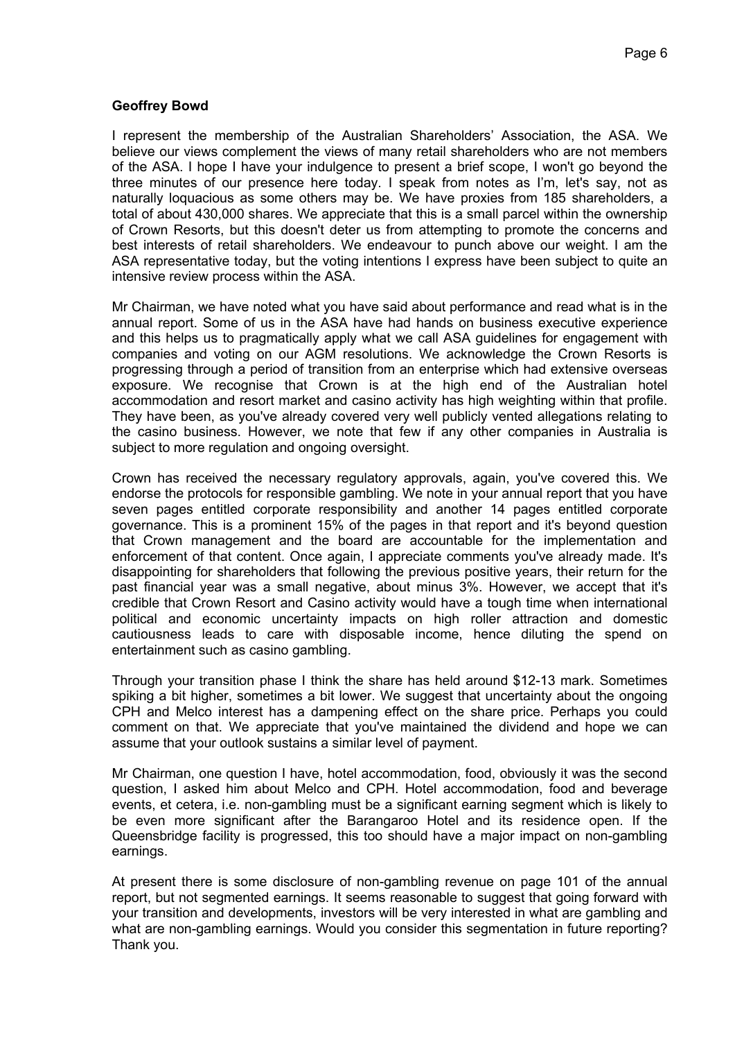**Geoffrey Bowd**

I represent the membership of the Australian Shareholders' Association, the ASA. We believe our views complement the views of many retail shareholders who are not members of the ASA. I hope I have your indulgence to present a brief scope, I won't go beyond the three minutes of our presence here today. I speak from notes as I'm, let's say, not as naturally loquacious as some others may be. We have proxies from 185 shareholders, a total of about 430,000 shares. We appreciate that this is a small parcel within the ownership of Crown Resorts, but this doesn't deter us from attempting to promote the concerns and best interests of retail shareholders. We endeavour to punch above our weight. I am the ASA representative today, but the voting intentions I express have been subject to quite an intensive review process within the ASA.

Mr Chairman, we have noted what you have said about performance and read what is in the annual report. Some of us in the ASA have had hands on business executive experience and this helps us to pragmatically apply what we call ASA guidelines for engagement with companies and voting on our AGM resolutions. We acknowledge the Crown Resorts is progressing through a period of transition from an enterprise which had extensive overseas exposure. We recognise that Crown is at the high end of the Australian hotel accommodation and resort market and casino activity has high weighting within that profile. They have been, as you've already covered very well publicly vented allegations relating to the casino business. However, we note that few if any other companies in Australia is subject to more regulation and ongoing oversight.

Crown has received the necessary regulatory approvals, again, you've covered this. We endorse the protocols for responsible gambling. We note in your annual report that you have seven pages entitled corporate responsibility and another 14 pages entitled corporate governance. This is a prominent 15% of the pages in that report and it's beyond question that Crown management and the board are accountable for the implementation and enforcement of that content. Once again, I appreciate comments you've already made. It's disappointing for shareholders that following the previous positive years, their return for the past financial year was a small negative, about minus 3%. However, we accept that it's credible that Crown Resort and Casino activity would have a tough time when international political and economic uncertainty impacts on high roller attraction and domestic cautiousness leads to care with disposable income, hence diluting the spend on entertainment such as casino gambling.

Through your transition phase I think the share has held around $12-13 mark. Sometimes spiking a bit higher, sometimes a bit lower. We suggest that uncertainty about the ongoing CPH and Melco interest has a dampening effect on the share price. Perhaps you could comment on that. We appreciate that you've maintained the dividend and hope we can assume that your outlook sustains a similar level of payment.

Mr Chairman, one question I have, hotel accommodation, food, obviously it was the second question, I asked him about Melco and CPH. Hotel accommodation, food and beverage events, et cetera, i.e. non-gambling must be a significant earning segment which is likely to be even more significant after the Barangaroo Hotel and its residence open. If the Queensbridge facility is progressed, this too should have a major impact on non-gambling earnings.

At present there is some disclosure of non-gambling revenue on page 101 of the annual report, but not segmented earnings. It seems reasonable to suggest that going forward with your transition and developments, investors will be very interested in what are gambling and what are non-gambling earnings. Would you consider this segmentation in future reporting? Thank you.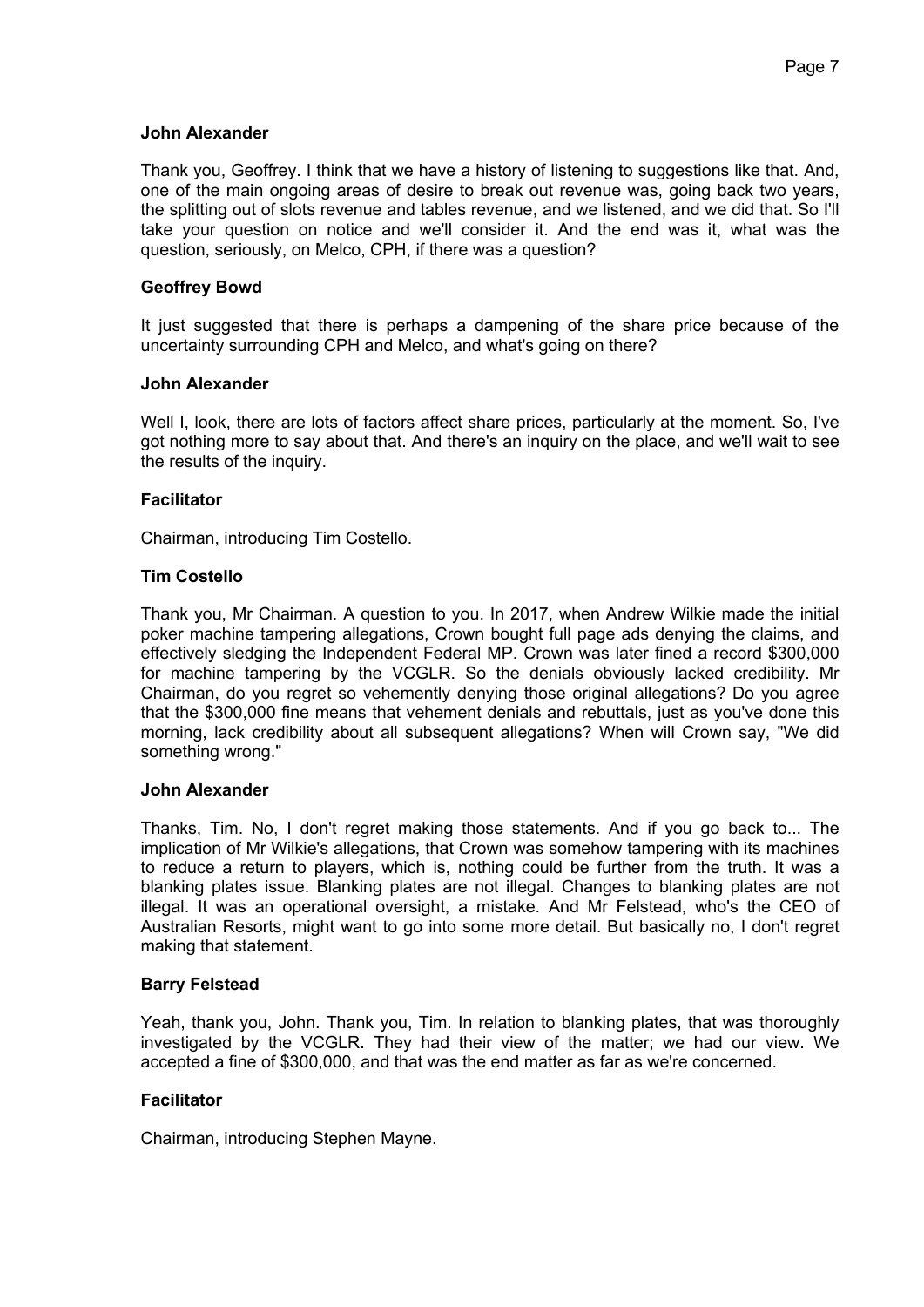**John Alexander**

Thank you, Geoffrey. I think that we have a history of listening to suggestions like that. And, one of the main ongoing areas of desire to break out revenue was, going back two years, the splitting out of slots revenue and tables revenue, and we listened, and we did that. So I'll take your question on notice and we'll consider it. And the end was it, what was the question, seriously, on Melco, CPH, if there was a question?

**Geoffrey Bowd**

It just suggested that there is perhaps a dampening of the share price because of the uncertainty surrounding CPH and Melco, and what's going on there?

**John Alexander**

Well I, look, there are lots of factors affect share prices, particularly at the moment. So, I've got nothing more to say about that. And there's an inquiry on the place, and we'll wait to see the results of the inquiry.

**Facilitator**

Chairman, introducing Tim Costello.

**Tim Costello**

Thank you, Mr Chairman. A question to you. In 2017, when Andrew Wilkie made the initial poker machine tampering allegations, Crown bought full page ads denying the claims, and effectively sledging the Independent Federal MP. Crown was later fined a record $300,000 for machine tampering by the VCGLR. So the denials obviously lacked credibility. Mr Chairman, do you regret so vehemently denying those original allegations? Do you agree that the $300,000 fine means that vehement denials and rebuttals, just as you've done this morning, lack credibility about all subsequent allegations? When will Crown say, "We did something wrong."

**John Alexander**

Thanks, Tim. No, I don't regret making those statements. And if you go back to... The implication of Mr Wilkie's allegations, that Crown was somehow tampering with its machines to reduce a return to players, which is, nothing could be further from the truth. It was a blanking plates issue. Blanking plates are not illegal. Changes to blanking plates are not illegal. It was an operational oversight, a mistake. And Mr Felstead, who's the CEO of Australian Resorts, might want to go into some more detail. But basically no, I don't regret making that statement.

**Barry Felstead**

Yeah, thank you, John. Thank you, Tim. In relation to blanking plates, that was thoroughly investigated by the VCGLR. They had their view of the matter; we had our view. We accepted a fine of $300,000, and that was the end matter as far as we're concerned.

**Facilitator**

Chairman, introducing Stephen Mayne.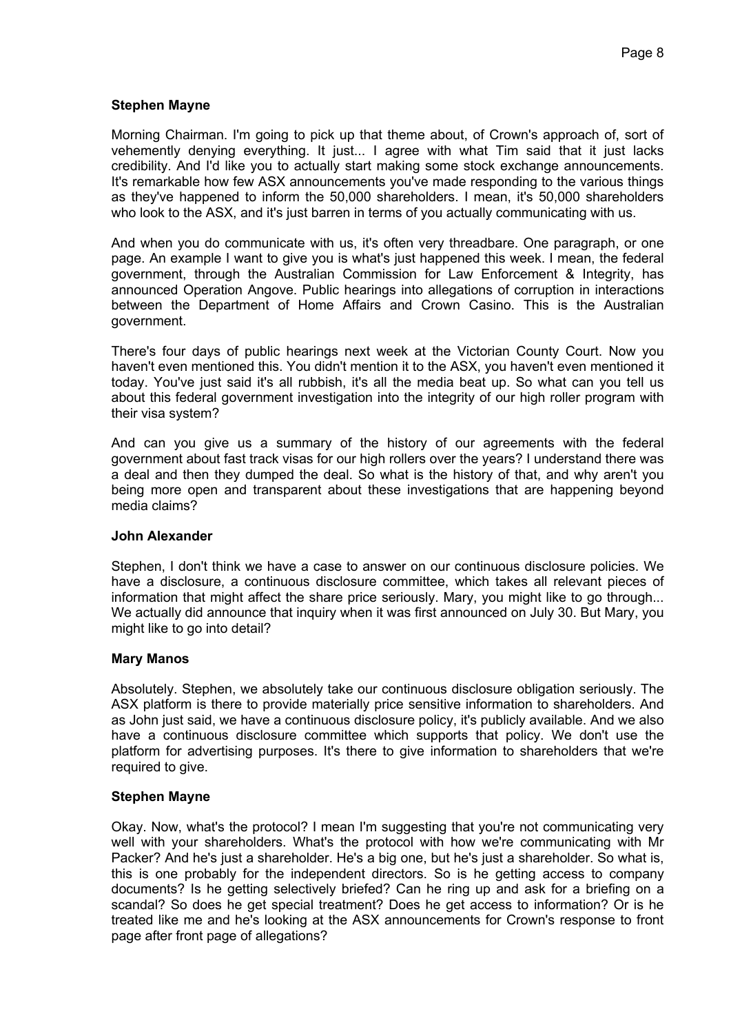**Stephen Mayne**

Morning Chairman. I'm going to pick up that theme about, of Crown's approach of, sort of vehemently denying everything. It just... I agree with what Tim said that it just lacks credibility. And I'd like you to actually start making some stock exchange announcements. It's remarkable how few ASX announcements you've made responding to the various things as they've happened to inform the 50,000 shareholders. I mean, it's 50,000 shareholders who look to the ASX, and it's just barren in terms of you actually communicating with us.

And when you do communicate with us, it's often very threadbare. One paragraph, or one page. An example I want to give you is what's just happened this week. I mean, the federal government, through the Australian Commission for Law Enforcement & Integrity, has announced Operation Angove. Public hearings into allegations of corruption in interactions between the Department of Home Affairs and Crown Casino. This is the Australian government.

There's four days of public hearings next week at the Victorian County Court. Now you haven't even mentioned this. You didn't mention it to the ASX, you haven't even mentioned it today. You've just said it's all rubbish, it's all the media beat up. So what can you tell us about this federal government investigation into the integrity of our high roller program with their visa system?

And can you give us a summary of the history of our agreements with the federal government about fast track visas for our high rollers over the years? I understand there was a deal and then they dumped the deal. So what is the history of that, and why aren't you being more open and transparent about these investigations that are happening beyond media claims?

**John Alexander**

Stephen, I don't think we have a case to answer on our continuous disclosure policies. We have a disclosure, a continuous disclosure committee, which takes all relevant pieces of information that might affect the share price seriously. Mary, you might like to go through... We actually did announce that inquiry when it was first announced on July 30. But Mary, you might like to go into detail?

**Mary Manos**

Absolutely. Stephen, we absolutely take our continuous disclosure obligation seriously. The ASX platform is there to provide materially price sensitive information to shareholders. And as John just said, we have a continuous disclosure policy, it's publicly available. And we also have a continuous disclosure committee which supports that policy. We don't use the platform for advertising purposes. It's there to give information to shareholders that we're required to give.

**Stephen Mayne**

Okay. Now, what's the protocol? I mean I'm suggesting that you're not communicating very well with your shareholders. What's the protocol with how we're communicating with Mr Packer? And he's just a shareholder. He's a big one, but he's just a shareholder. So what is, this is one probably for the independent directors. So is he getting access to company documents? Is he getting selectively briefed? Can he ring up and ask for a briefing on a scandal? So does he get special treatment? Does he get access to information? Or is he treated like me and he's looking at the ASX announcements for Crown's response to front page after front page of allegations?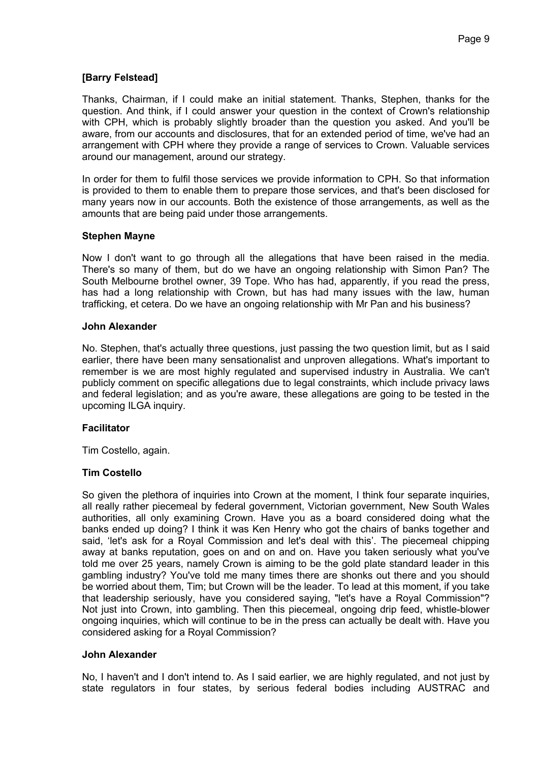**[Barry Felstead]**

Thanks, Chairman, if I could make an initial statement. Thanks, Stephen, thanks for the question. And think, if I could answer your question in the context of Crown's relationship with CPH, which is probably slightly broader than the question you asked. And you'll be aware, from our accounts and disclosures, that for an extended period of time, we've had an arrangement with CPH where they provide a range of services to Crown. Valuable services around our management, around our strategy.

In order for them to fulfil those services we provide information to CPH. So that information is provided to them to enable them to prepare those services, and that's been disclosed for many years now in our accounts. Both the existence of those arrangements, as well as the amounts that are being paid under those arrangements.

**Stephen Mayne**

Now I don't want to go through all the allegations that have been raised in the media. There's so many of them, but do we have an ongoing relationship with Simon Pan? The South Melbourne brothel owner, 39 Tope. Who has had, apparently, if you read the press, has had a long relationship with Crown, but has had many issues with the law, human trafficking, et cetera. Do we have an ongoing relationship with Mr Pan and his business?

**John Alexander**

No. Stephen, that's actually three questions, just passing the two question limit, but as I said earlier, there have been many sensationalist and unproven allegations. What's important to remember is we are most highly regulated and supervised industry in Australia. We can't publicly comment on specific allegations due to legal constraints, which include privacy laws and federal legislation; and as you're aware, these allegations are going to be tested in the upcoming ILGA inquiry.

**Facilitator**

Tim Costello, again.

**Tim Costello**

So given the plethora of inquiries into Crown at the moment, I think four separate inquiries, all really rather piecemeal by federal government, Victorian government, New South Wales authorities, all only examining Crown. Have you as a board considered doing what the banks ended up doing? I think it was Ken Henry who got the chairs of banks together and said, 'let's ask for a Royal Commission and let's deal with this'. The piecemeal chipping away at banks reputation, goes on and on and on. Have you taken seriously what you've told me over 25 years, namely Crown is aiming to be the gold plate standard leader in this gambling industry? You've told me many times there are shonks out there and you should be worried about them, Tim; but Crown will be the leader. To lead at this moment, if you take that leadership seriously, have you considered saying, "let's have a Royal Commission"? Not just into Crown, into gambling. Then this piecemeal, ongoing drip feed, whistle-blower ongoing inquiries, which will continue to be in the press can actually be dealt with. Have you considered asking for a Royal Commission?

**John Alexander**

No, I haven't and I don't intend to. As I said earlier, we are highly regulated, and not just by state regulators in four states, by serious federal bodies including AUSTRAC and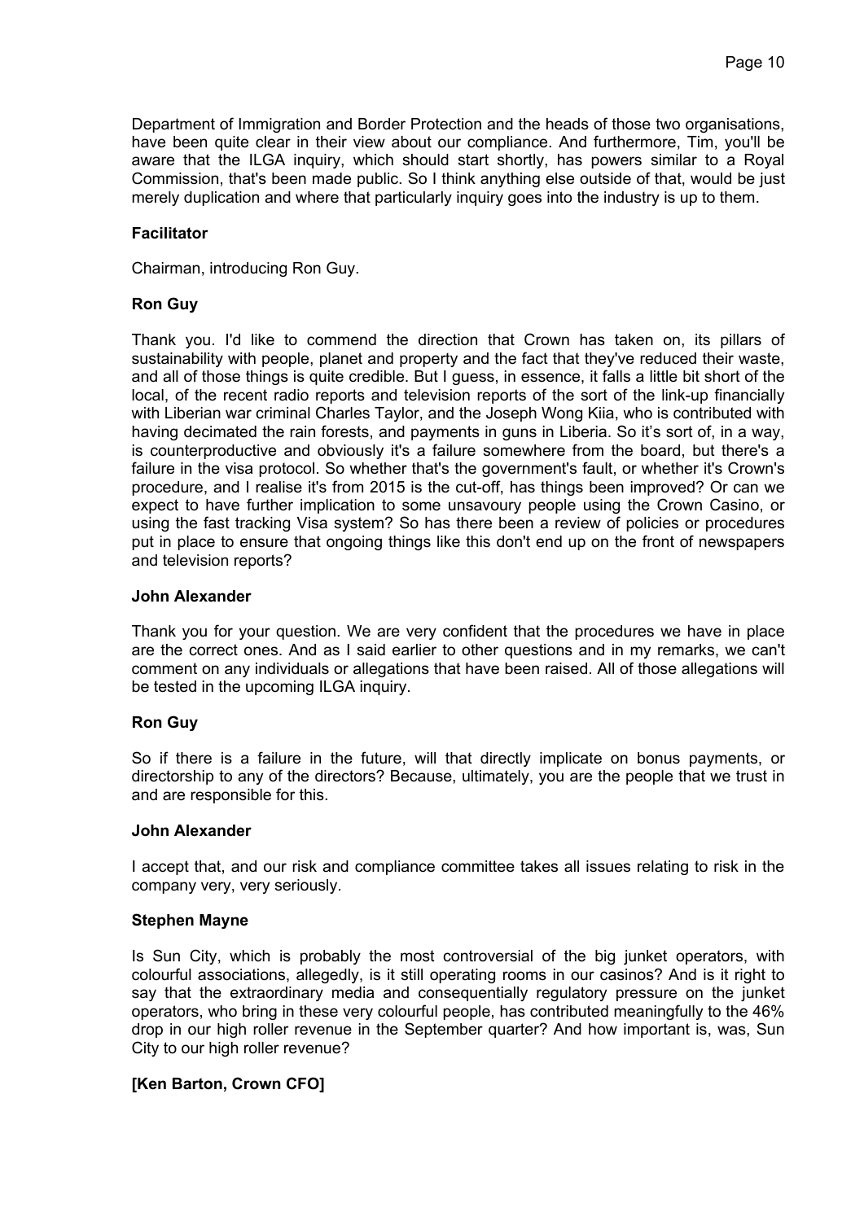Department of Immigration and Border Protection and the heads of those two organisations, have been quite clear in their view about our compliance. And furthermore, Tim, you'll be aware that the ILGA inquiry, which should start shortly, has powers similar to a Royal Commission, that's been made public. So I think anything else outside of that, would be just merely duplication and where that particularly inquiry goes into the industry is up to them.

**Facilitator**

Chairman, introducing Ron Guy.

**Ron Guy**

Thank you. I'd like to commend the direction that Crown has taken on, its pillars of sustainability with people, planet and property and the fact that they've reduced their waste, and all of those things is quite credible. But I guess, in essence, it falls a little bit short of the local, of the recent radio reports and television reports of the sort of the link-up financially with Liberian war criminal Charles Taylor, and the Joseph Wong Kiia, who is contributed with having decimated the rain forests, and payments in guns in Liberia. So it's sort of, in a way, is counterproductive and obviously it's a failure somewhere from the board, but there's a failure in the visa protocol. So whether that's the government's fault, or whether it's Crown's procedure, and I realise it's from 2015 is the cut-off, has things been improved? Or can we expect to have further implication to some unsavoury people using the Crown Casino, or using the fast tracking Visa system? So has there been a review of policies or procedures put in place to ensure that ongoing things like this don't end up on the front of newspapers and television reports?

**John Alexander**

Thank you for your question. We are very confident that the procedures we have in place are the correct ones. And as I said earlier to other questions and in my remarks, we can't comment on any individuals or allegations that have been raised. All of those allegations will be tested in the upcoming ILGA inquiry.

**Ron Guy**

So if there is a failure in the future, will that directly implicate on bonus payments, or directorship to any of the directors? Because, ultimately, you are the people that we trust in and are responsible for this.

**John Alexander**

I accept that, and our risk and compliance committee takes all issues relating to risk in the company very, very seriously.

**Stephen Mayne**

Is Sun City, which is probably the most controversial of the big junket operators, with colourful associations, allegedly, is it still operating rooms in our casinos? And is it right to say that the extraordinary media and consequentially regulatory pressure on the junket operators, who bring in these very colourful people, has contributed meaningfully to the 46% drop in our high roller revenue in the September quarter? And how important is, was, Sun City to our high roller revenue?

**[Ken Barton, Crown CFO]**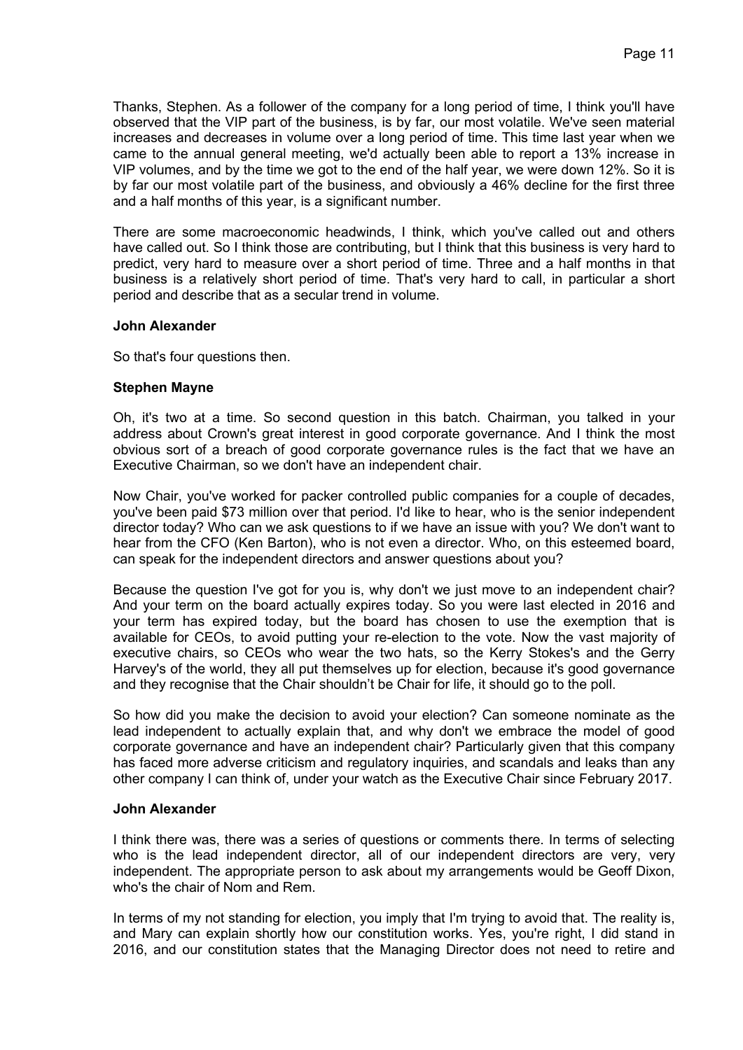Thanks, Stephen. As a follower of the company for a long period of time, I think you'll have observed that the VIP part of the business, is by far, our most volatile. We've seen material increases and decreases in volume over a long period of time. This time last year when we came to the annual general meeting, we'd actually been able to report a 13% increase in VIP volumes, and by the time we got to the end of the half year, we were down 12%. So it is by far our most volatile part of the business, and obviously a 46% decline for the first three and a half months of this year, is a significant number.

There are some macroeconomic headwinds, I think, which you've called out and others have called out. So I think those are contributing, but I think that this business is very hard to predict, very hard to measure over a short period of time. Three and a half months in that business is a relatively short period of time. That's very hard to call, in particular a short period and describe that as a secular trend in volume.

**John Alexander**

So that's four questions then.

**Stephen Mayne**

Oh, it's two at a time. So second question in this batch. Chairman, you talked in your address about Crown's great interest in good corporate governance. And I think the most obvious sort of a breach of good corporate governance rules is the fact that we have an Executive Chairman, so we don't have an independent chair.

Now Chair, you've worked for packer controlled public companies for a couple of decades, you've been paid $73 million over that period. I'd like to hear, who is the senior independent director today? Who can we ask questions to if we have an issue with you? We don't want to hear from the CFO (Ken Barton), who is not even a director. Who, on this esteemed board, can speak for the independent directors and answer questions about you?

Because the question I've got for you is, why don't we just move to an independent chair? And your term on the board actually expires today. So you were last elected in 2016 and your term has expired today, but the board has chosen to use the exemption that is available for CEOs, to avoid putting your re-election to the vote. Now the vast majority of executive chairs, so CEOs who wear the two hats, so the Kerry Stokes's and the Gerry Harvey's of the world, they all put themselves up for election, because it's good governance and they recognise that the Chair shouldn't be Chair for life, it should go to the poll.

So how did you make the decision to avoid your election? Can someone nominate as the lead independent to actually explain that, and why don't we embrace the model of good corporate governance and have an independent chair? Particularly given that this company has faced more adverse criticism and regulatory inquiries, and scandals and leaks than any other company I can think of, under your watch as the Executive Chair since February 2017.

**John Alexander**

I think there was, there was a series of questions or comments there. In terms of selecting who is the lead independent director, all of our independent directors are very, very independent. The appropriate person to ask about my arrangements would be Geoff Dixon, who's the chair of Nom and Rem.

In terms of my not standing for election, you imply that I'm trying to avoid that. The reality is, and Mary can explain shortly how our constitution works. Yes, you're right, I did stand in 2016, and our constitution states that the Managing Director does not need to retire and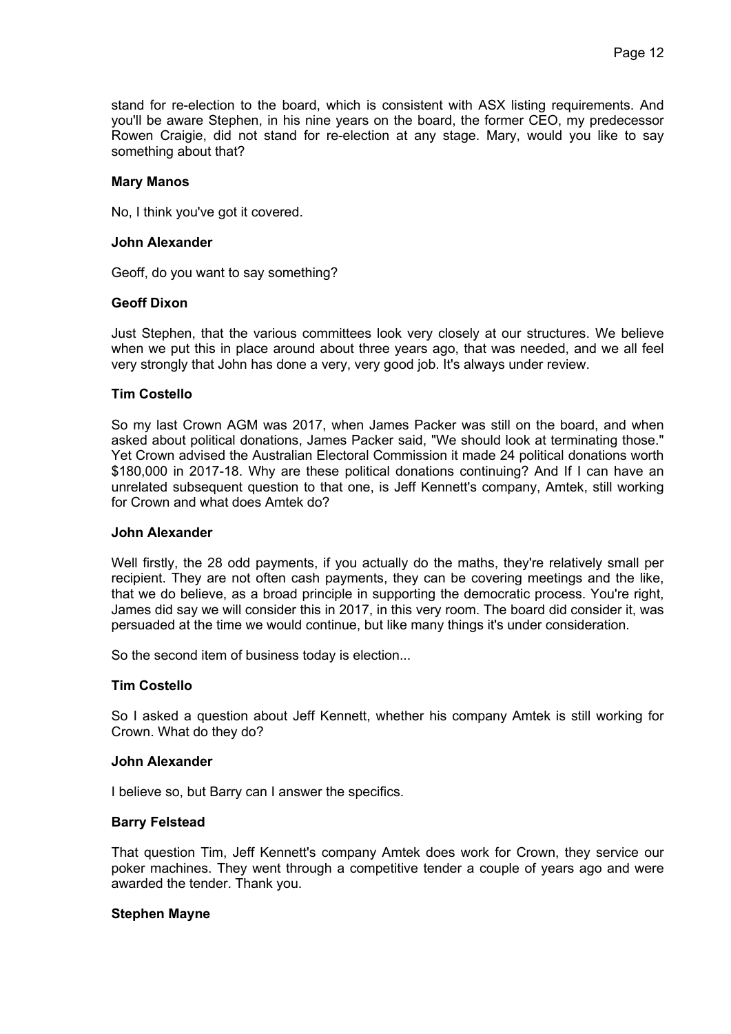stand for re-election to the board, which is consistent with ASX listing requirements. And you'll be aware Stephen, in his nine years on the board, the former CEO, my predecessor Rowen Craigie, did not stand for re-election at any stage. Mary, would you like to say something about that?

**Mary Manos**

No, I think you've got it covered.

**John Alexander**

Geoff, do you want to say something?

**Geoff Dixon**

Just Stephen, that the various committees look very closely at our structures. We believe when we put this in place around about three years ago, that was needed, and we all feel very strongly that John has done a very, very good job. It's always under review.

**Tim Costello**

So my last Crown AGM was 2017, when James Packer was still on the board, and when asked about political donations, James Packer said, "We should look at terminating those." Yet Crown advised the Australian Electoral Commission it made 24 political donations worth $180,000 in 2017-18. Why are these political donations continuing? And If I can have an unrelated subsequent question to that one, is Jeff Kennett's company, Amtek, still working for Crown and what does Amtek do?

**John Alexander**

Well firstly, the 28 odd payments, if you actually do the maths, they're relatively small per recipient. They are not often cash payments, they can be covering meetings and the like, that we do believe, as a broad principle in supporting the democratic process. You're right, James did say we will consider this in 2017, in this very room. The board did consider it, was persuaded at the time we would continue, but like many things it's under consideration.

So the second item of business today is election...

**Tim Costello**

So I asked a question about Jeff Kennett, whether his company Amtek is still working for Crown. What do they do?

**John Alexander**

I believe so, but Barry can I answer the specifics.

**Barry Felstead**

That question Tim, Jeff Kennett's company Amtek does work for Crown, they service our poker machines. They went through a competitive tender a couple of years ago and were awarded the tender. Thank you.

**Stephen Mayne**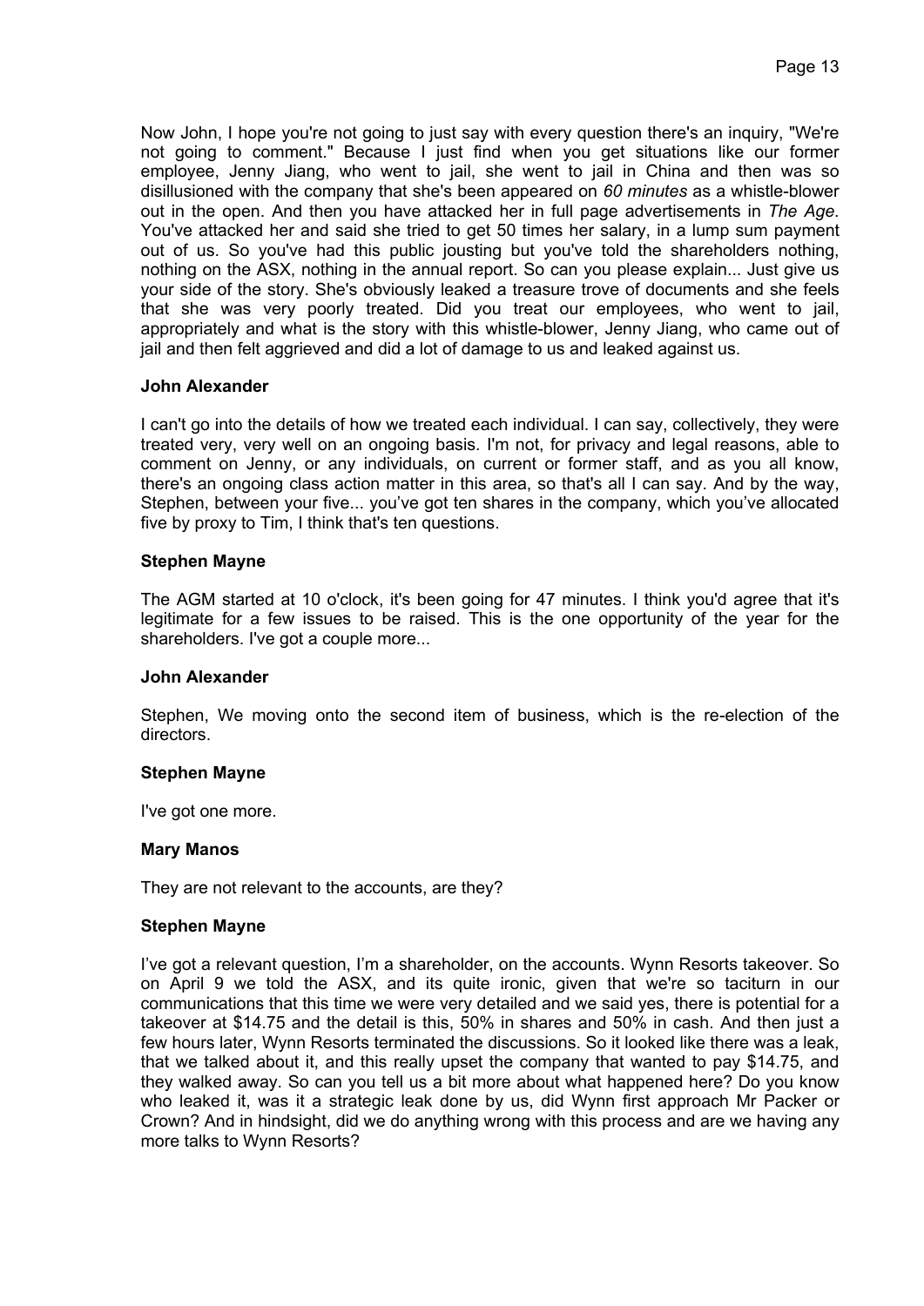Now John, I hope you're not going to just say with every question there's an inquiry, "We're not going to comment." Because I just find when you get situations like our former employee, Jenny Jiang, who went to jail, she went to jail in China and then was so disillusioned with the company that she's been appeared on *60 minutes* as a whistle-blower out in the open. And then you have attacked her in full page advertisements in *The Age*. You've attacked her and said she tried to get 50 times her salary, in a lump sum payment out of us. So you've had this public jousting but you've told the shareholders nothing, nothing on the ASX, nothing in the annual report. So can you please explain... Just give us your side of the story. She's obviously leaked a treasure trove of documents and she feels that she was very poorly treated. Did you treat our employees, who went to jail, appropriately and what is the story with this whistle-blower, Jenny Jiang, who came out of jail and then felt aggrieved and did a lot of damage to us and leaked against us.

**John Alexander**

I can't go into the details of how we treated each individual. I can say, collectively, they were treated very, very well on an ongoing basis. I'm not, for privacy and legal reasons, able to comment on Jenny, or any individuals, on current or former staff, and as you all know, there's an ongoing class action matter in this area, so that's all I can say. And by the way, Stephen, between your five... you've got ten shares in the company, which you've allocated five by proxy to Tim, I think that's ten questions.

**Stephen Mayne**

The AGM started at 10 o'clock, it's been going for 47 minutes. I think you'd agree that it's legitimate for a few issues to be raised. This is the one opportunity of the year for the shareholders. I've got a couple more...

**John Alexander**

Stephen, We moving onto the second item of business, which is the re-election of the directors.

**Stephen Mayne**

I've got one more.

**Mary Manos**

They are not relevant to the accounts, are they?

**Stephen Mayne**

I've got a relevant question, I'm a shareholder, on the accounts. Wynn Resorts takeover. So on April 9 we told the ASX, and its quite ironic, given that we're so taciturn in our communications that this time we were very detailed and we said yes, there is potential for a takeover at $14.75 and the detail is this, 50% in shares and 50% in cash. And then just a few hours later, Wynn Resorts terminated the discussions. So it looked like there was a leak, that we talked about it, and this really upset the company that wanted to pay $14.75, and they walked away. So can you tell us a bit more about what happened here? Do you know who leaked it, was it a strategic leak done by us, did Wynn first approach Mr Packer or Crown? And in hindsight, did we do anything wrong with this process and are we having any more talks to Wynn Resorts?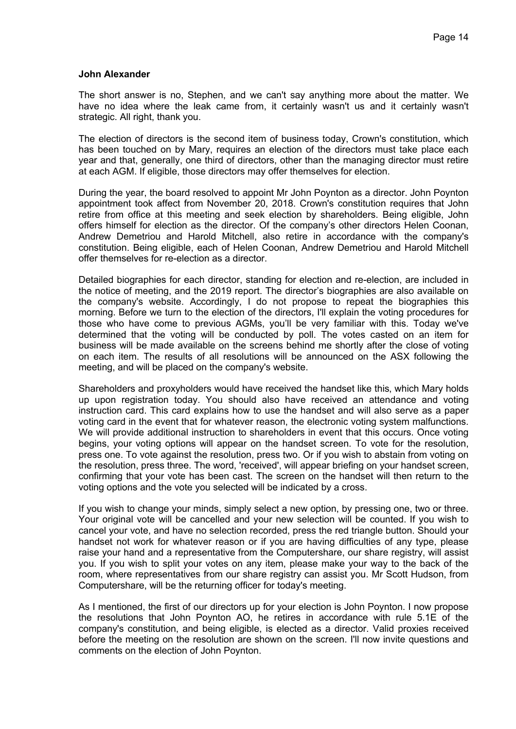**John Alexander**

The short answer is no, Stephen, and we can't say anything more about the matter. We have no idea where the leak came from, it certainly wasn't us and it certainly wasn't strategic. All right, thank you.

The election of directors is the second item of business today, Crown's constitution, which has been touched on by Mary, requires an election of the directors must take place each year and that, generally, one third of directors, other than the managing director must retire at each AGM. If eligible, those directors may offer themselves for election.

During the year, the board resolved to appoint Mr John Poynton as a director. John Poynton appointment took affect from November 20, 2018. Crown's constitution requires that John retire from office at this meeting and seek election by shareholders. Being eligible, John offers himself for election as the director. Of the company's other directors Helen Coonan, Andrew Demetriou and Harold Mitchell, also retire in accordance with the company's constitution. Being eligible, each of Helen Coonan, Andrew Demetriou and Harold Mitchell offer themselves for re-election as a director.

Detailed biographies for each director, standing for election and re-election, are included in the notice of meeting, and the 2019 report. The director's biographies are also available on the company's website. Accordingly, I do not propose to repeat the biographies this morning. Before we turn to the election of the directors, I'll explain the voting procedures for those who have come to previous AGMs, you'll be very familiar with this. Today we've determined that the voting will be conducted by poll. The votes casted on an item for business will be made available on the screens behind me shortly after the close of voting on each item. The results of all resolutions will be announced on the ASX following the meeting, and will be placed on the company's website.

Shareholders and proxyholders would have received the handset like this, which Mary holds up upon registration today. You should also have received an attendance and voting instruction card. This card explains how to use the handset and will also serve as a paper voting card in the event that for whatever reason, the electronic voting system malfunctions. We will provide additional instruction to shareholders in event that this occurs. Once voting begins, your voting options will appear on the handset screen. To vote for the resolution, press one. To vote against the resolution, press two. Or if you wish to abstain from voting on the resolution, press three. The word, 'received', will appear briefing on your handset screen, confirming that your vote has been cast. The screen on the handset will then return to the voting options and the vote you selected will be indicated by a cross.

If you wish to change your minds, simply select a new option, by pressing one, two or three. Your original vote will be cancelled and your new selection will be counted. If you wish to cancel your vote, and have no selection recorded, press the red triangle button. Should your handset not work for whatever reason or if you are having difficulties of any type, please raise your hand and a representative from the Computershare, our share registry, will assist you. If you wish to split your votes on any item, please make your way to the back of the room, where representatives from our share registry can assist you. Mr Scott Hudson, from Computershare, will be the returning officer for today's meeting.

As I mentioned, the first of our directors up for your election is John Poynton. I now propose the resolutions that John Poynton AO, he retires in accordance with rule 5.1E of the company's constitution, and being eligible, is elected as a director. Valid proxies received before the meeting on the resolution are shown on the screen. I'll now invite questions and comments on the election of John Poynton.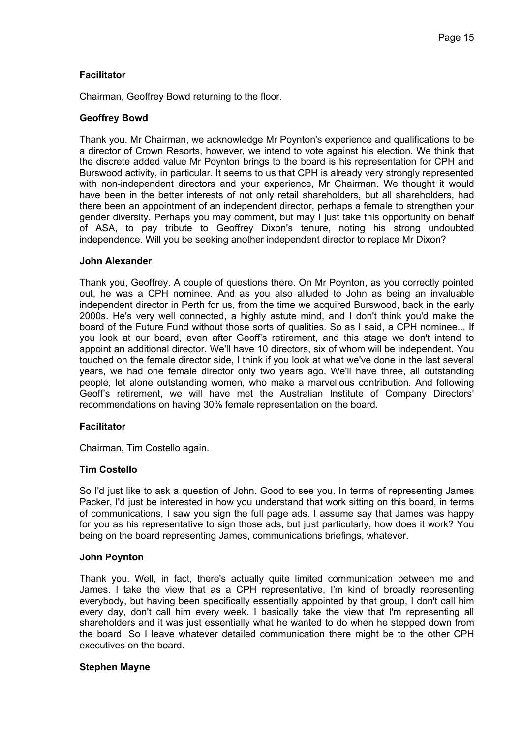**Facilitator**

Chairman, Geoffrey Bowd returning to the floor.

**Geoffrey Bowd**

Thank you. Mr Chairman, we acknowledge Mr Poynton's experience and qualifications to be a director of Crown Resorts, however, we intend to vote against his election. We think that the discrete added value Mr Poynton brings to the board is his representation for CPH and Burswood activity, in particular. It seems to us that CPH is already very strongly represented with non-independent directors and your experience, Mr Chairman. We thought it would have been in the better interests of not only retail shareholders, but all shareholders, had there been an appointment of an independent director, perhaps a female to strengthen your gender diversity. Perhaps you may comment, but may I just take this opportunity on behalf of ASA, to pay tribute to Geoffrey Dixon's tenure, noting his strong undoubted independence. Will you be seeking another independent director to replace Mr Dixon?

**John Alexander**

Thank you, Geoffrey. A couple of questions there. On Mr Poynton, as you correctly pointed out, he was a CPH nominee. And as you also alluded to John as being an invaluable independent director in Perth for us, from the time we acquired Burswood, back in the early 2000s. He's very well connected, a highly astute mind, and I don't think you'd make the board of the Future Fund without those sorts of qualities. So as I said, a CPH nominee... If you look at our board, even after Geoff's retirement, and this stage we don't intend to appoint an additional director. We'll have 10 directors, six of whom will be independent. You touched on the female director side, I think if you look at what we've done in the last several years, we had one female director only two years ago. We'll have three, all outstanding people, let alone outstanding women, who make a marvellous contribution. And following Geoff's retirement, we will have met the Australian Institute of Company Directors' recommendations on having 30% female representation on the board.

**Facilitator**

Chairman, Tim Costello again.

**Tim Costello**

So I'd just like to ask a question of John. Good to see you. In terms of representing James Packer, I'd just be interested in how you understand that work sitting on this board, in terms of communications, I saw you sign the full page ads. I assume say that James was happy for you as his representative to sign those ads, but just particularly, how does it work? You being on the board representing James, communications briefings, whatever.

**John Poynton**

Thank you. Well, in fact, there's actually quite limited communication between me and James. I take the view that as a CPH representative, I'm kind of broadly representing everybody, but having been specifically essentially appointed by that group, I don't call him every day, don't call him every week. I basically take the view that I'm representing all shareholders and it was just essentially what he wanted to do when he stepped down from the board. So I leave whatever detailed communication there might be to the other CPH executives on the board.

**Stephen Mayne**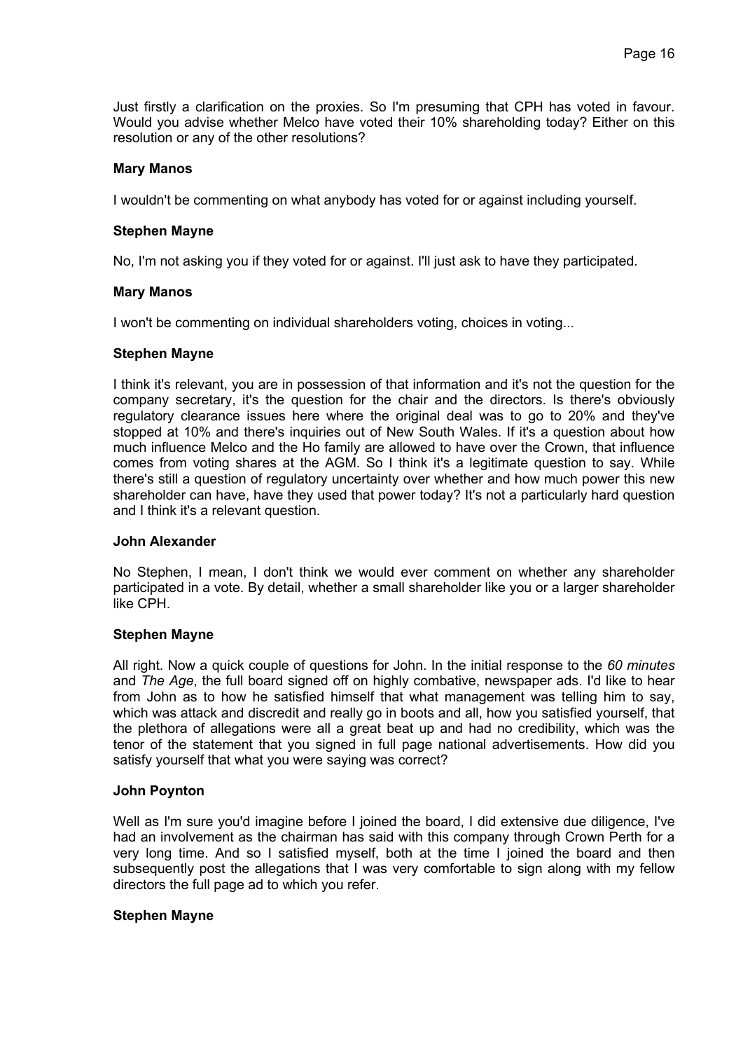Just firstly a clarification on the proxies. So I'm presuming that CPH has voted in favour. Would you advise whether Melco have voted their 10% shareholding today? Either on this resolution or any of the other resolutions?

**Mary Manos**

I wouldn't be commenting on what anybody has voted for or against including yourself.

**Stephen Mayne**

No, I'm not asking you if they voted for or against. I'll just ask to have they participated.

**Mary Manos**

I won't be commenting on individual shareholders voting, choices in voting...

**Stephen Mayne**

I think it's relevant, you are in possession of that information and it's not the question for the company secretary, it's the question for the chair and the directors. Is there's obviously regulatory clearance issues here where the original deal was to go to 20% and they've stopped at 10% and there's inquiries out of New South Wales. If it's a question about how much influence Melco and the Ho family are allowed to have over the Crown, that influence comes from voting shares at the AGM. So I think it's a legitimate question to say. While there's still a question of regulatory uncertainty over whether and how much power this new shareholder can have, have they used that power today? It's not a particularly hard question and I think it's a relevant question.

**John Alexander**

No Stephen, I mean, I don't think we would ever comment on whether any shareholder participated in a vote. By detail, whether a small shareholder like you or a larger shareholder like CPH.

**Stephen Mayne**

All right. Now a quick couple of questions for John. In the initial response to the *60 minutes* and *The Age*, the full board signed off on highly combative, newspaper ads. I'd like to hear from John as to how he satisfied himself that what management was telling him to say, which was attack and discredit and really go in boots and all, how you satisfied yourself, that the plethora of allegations were all a great beat up and had no credibility, which was the tenor of the statement that you signed in full page national advertisements. How did you satisfy yourself that what you were saying was correct?

**John Poynton**

Well as I'm sure you'd imagine before I joined the board, I did extensive due diligence, I've had an involvement as the chairman has said with this company through Crown Perth for a very long time. And so I satisfied myself, both at the time I joined the board and then subsequently post the allegations that I was very comfortable to sign along with my fellow directors the full page ad to which you refer.

**Stephen Mayne**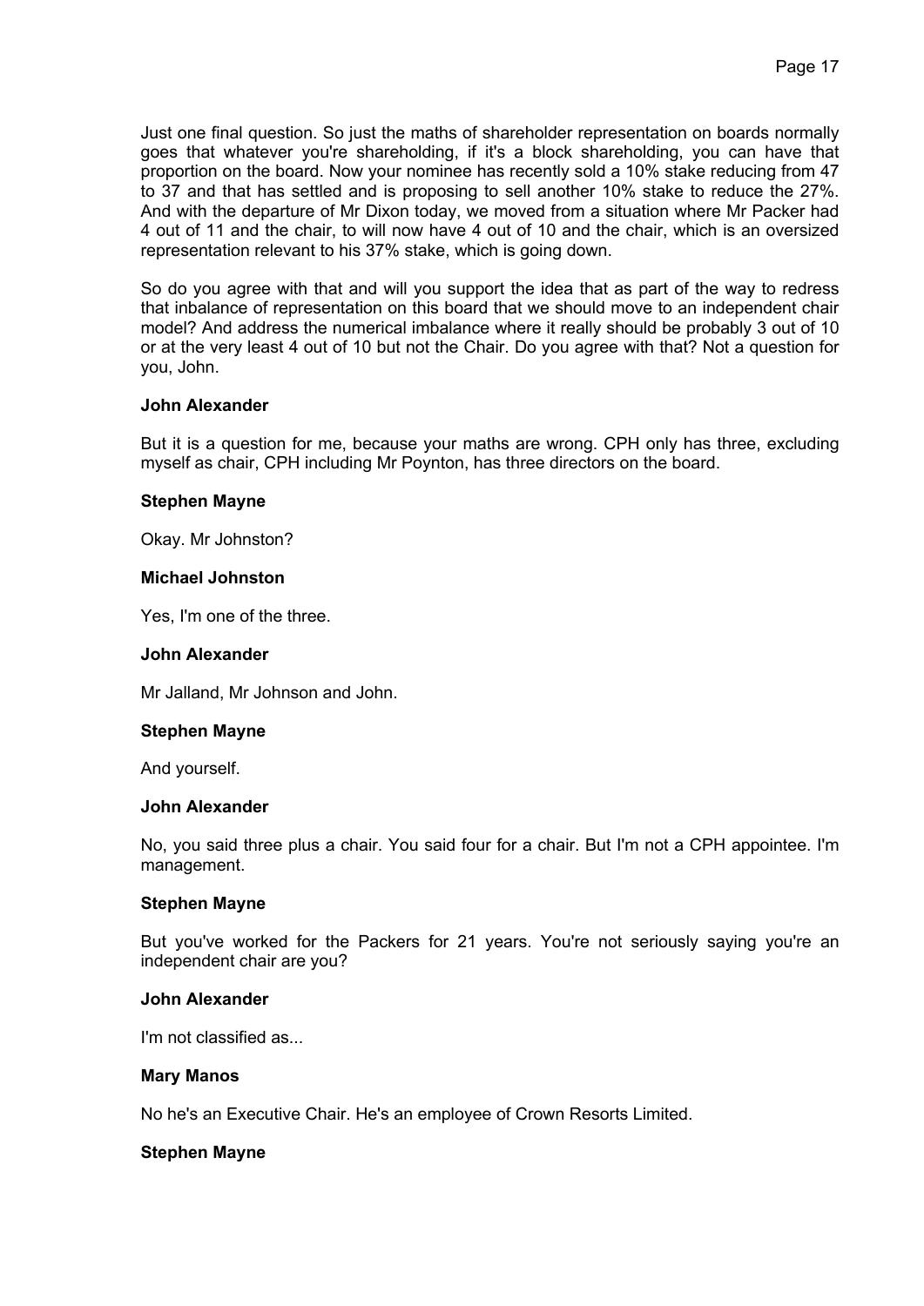Just one final question. So just the maths of shareholder representation on boards normally goes that whatever you're shareholding, if it's a block shareholding, you can have that proportion on the board. Now your nominee has recently sold a 10% stake reducing from 47 to 37 and that has settled and is proposing to sell another 10% stake to reduce the 27%. And with the departure of Mr Dixon today, we moved from a situation where Mr Packer had 4 out of 11 and the chair, to will now have 4 out of 10 and the chair, which is an oversized representation relevant to his 37% stake, which is going down.

So do you agree with that and will you support the idea that as part of the way to redress that inbalance of representation on this board that we should move to an independent chair model? And address the numerical imbalance where it really should be probably 3 out of 10 or at the very least 4 out of 10 but not the Chair. Do you agree with that? Not a question for you, John.

**John Alexander**

But it is a question for me, because your maths are wrong. CPH only has three, excluding myself as chair, CPH including Mr Poynton, has three directors on the board.

**Stephen Mayne**

Okay. Mr Johnston?

**Michael Johnston**

Yes, I'm one of the three.

**John Alexander**

Mr Jalland, Mr Johnson and John.

**Stephen Mayne**

And yourself.

**John Alexander**

No, you said three plus a chair. You said four for a chair. But I'm not a CPH appointee. I'm management.

**Stephen Mayne**

But you've worked for the Packers for 21 years. You're not seriously saying you're an independent chair are you?

**John Alexander**

I'm not classified as...

**Mary Manos**

No he's an Executive Chair. He's an employee of Crown Resorts Limited.

**Stephen Mayne**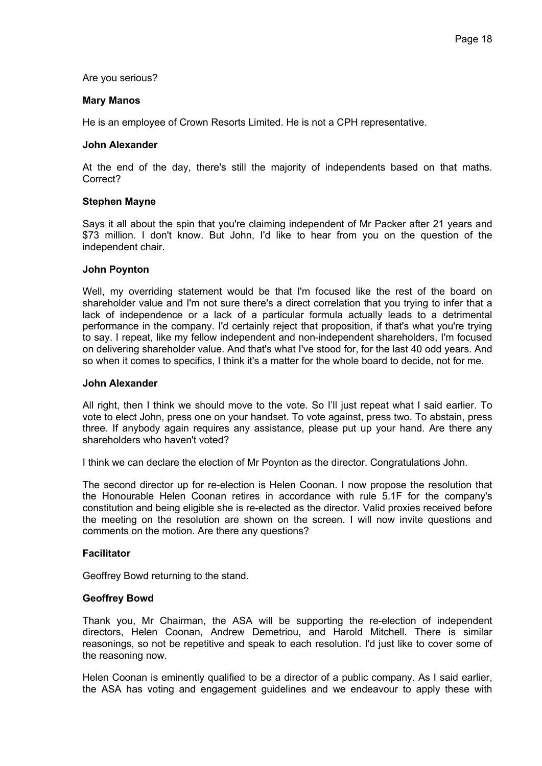Are you serious?

**Mary Manos**

He is an employee of Crown Resorts Limited. He is not a CPH representative.

**John Alexander**

At the end of the day, there's still the majority of independents based on that maths. Correct?

**Stephen Mayne**

Says it all about the spin that you're claiming independent of Mr Packer after 21 years and $73 million. I don't know. But John, I'd like to hear from you on the question of the independent chair.

**John Poynton**

Well, my overriding statement would be that I'm focused like the rest of the board on shareholder value and I'm not sure there's a direct correlation that you trying to infer that a lack of independence or a lack of a particular formula actually leads to a detrimental performance in the company. I'd certainly reject that proposition, if that's what you're trying to say. I repeat, like my fellow independent and non-independent shareholders, I'm focused on delivering shareholder value. And that's what I've stood for, for the last 40 odd years. And so when it comes to specifics, I think it's a matter for the whole board to decide, not for me.

**John Alexander**

All right, then I think we should move to the vote. So I'll just repeat what I said earlier. To vote to elect John, press one on your handset. To vote against, press two. To abstain, press three. If anybody again requires any assistance, please put up your hand. Are there any shareholders who haven't voted?

I think we can declare the election of Mr Poynton as the director. Congratulations John.

The second director up for re-election is Helen Coonan. I now propose the resolution that the Honourable Helen Coonan retires in accordance with rule 5.1F for the company's constitution and being eligible she is re-elected as the director. Valid proxies received before the meeting on the resolution are shown on the screen. I will now invite questions and comments on the motion. Are there any questions?

**Facilitator**

Geoffrey Bowd returning to the stand.

**Geoffrey Bowd**

Thank you, Mr Chairman, the ASA will be supporting the re-election of independent directors, Helen Coonan, Andrew Demetriou, and Harold Mitchell. There is similar reasonings, so not be repetitive and speak to each resolution. I'd just like to cover some of the reasoning now.

Helen Coonan is eminently qualified to be a director of a public company. As I said earlier, the ASA has voting and engagement guidelines and we endeavour to apply these with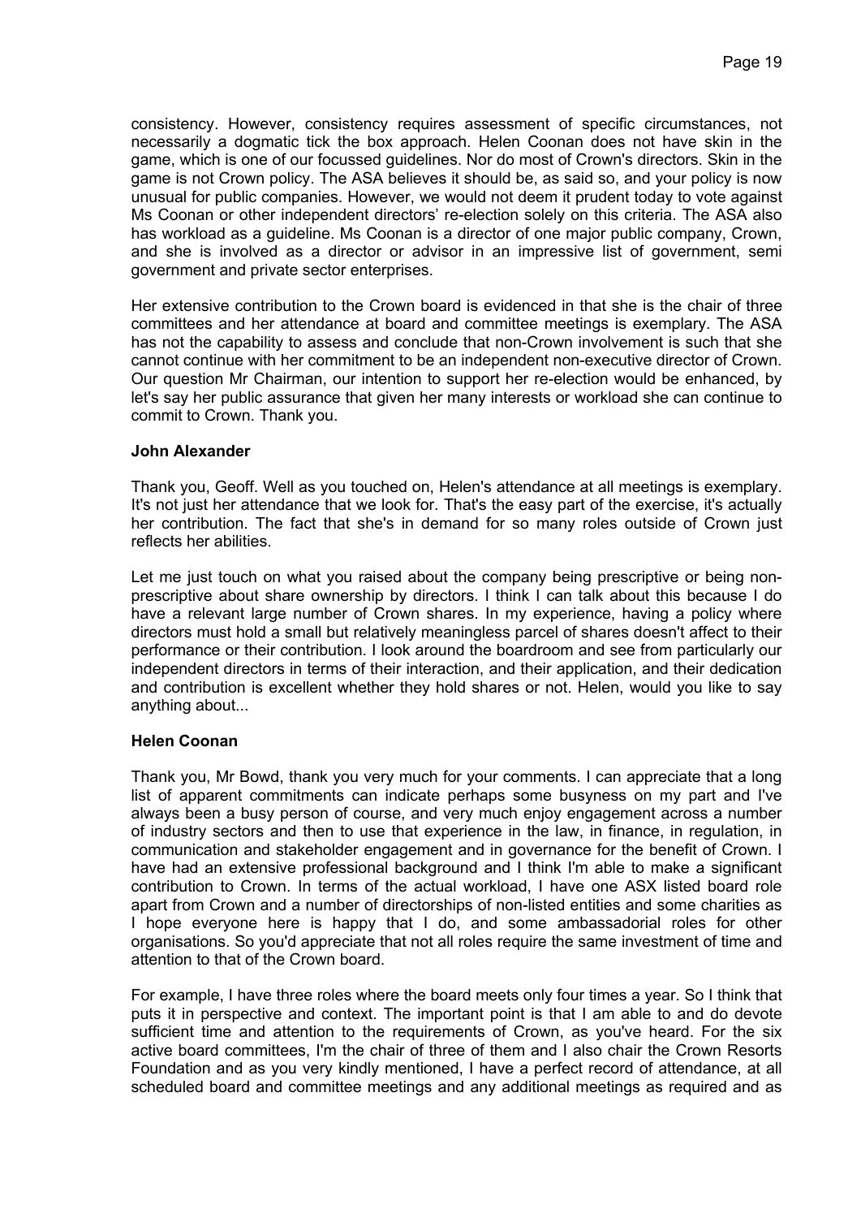consistency. However, consistency requires assessment of specific circumstances, not necessarily a dogmatic tick the box approach. Helen Coonan does not have skin in the game, which is one of our focussed guidelines. Nor do most of Crown's directors. Skin in the game is not Crown policy. The ASA believes it should be, as said so, and your policy is now unusual for public companies. However, we would not deem it prudent today to vote against Ms Coonan or other independent directors' re-election solely on this criteria. The ASA also has workload as a guideline. Ms Coonan is a director of one major public company, Crown, and she is involved as a director or advisor in an impressive list of government, semi government and private sector enterprises.

Her extensive contribution to the Crown board is evidenced in that she is the chair of three committees and her attendance at board and committee meetings is exemplary. The ASA has not the capability to assess and conclude that non-Crown involvement is such that she cannot continue with her commitment to be an independent non-executive director of Crown. Our question Mr Chairman, our intention to support her re-election would be enhanced, by let's say her public assurance that given her many interests or workload she can continue to commit to Crown. Thank you.

**John Alexander**

Thank you, Geoff. Well as you touched on, Helen's attendance at all meetings is exemplary. It's not just her attendance that we look for. That's the easy part of the exercise, it's actually her contribution. The fact that she's in demand for so many roles outside of Crown just reflects her abilities.

Let me just touch on what you raised about the company being prescriptive or being non-prescriptive about share ownership by directors. I think I can talk about this because I do have a relevant large number of Crown shares. In my experience, having a policy where directors must hold a small but relatively meaningless parcel of shares doesn't affect to their performance or their contribution. I look around the boardroom and see from particularly our independent directors in terms of their interaction, and their application, and their dedication and contribution is excellent whether they hold shares or not. Helen, would you like to say anything about...

**Helen Coonan**

Thank you, Mr Bowd, thank you very much for your comments. I can appreciate that a long list of apparent commitments can indicate perhaps some busyness on my part and I've always been a busy person of course, and very much enjoy engagement across a number of industry sectors and then to use that experience in the law, in finance, in regulation, in communication and stakeholder engagement and in governance for the benefit of Crown. I have had an extensive professional background and I think I'm able to make a significant contribution to Crown. In terms of the actual workload, I have one ASX listed board role apart from Crown and a number of directorships of non-listed entities and some charities as I hope everyone here is happy that I do, and some ambassadorial roles for other organisations. So you'd appreciate that not all roles require the same investment of time and attention to that of the Crown board.

For example, I have three roles where the board meets only four times a year. So I think that puts it in perspective and context. The important point is that I am able to and do devote sufficient time and attention to the requirements of Crown, as you've heard. For the six active board committees, I'm the chair of three of them and I also chair the Crown Resorts Foundation and as you very kindly mentioned, I have a perfect record of attendance, at all scheduled board and committee meetings and any additional meetings as required and as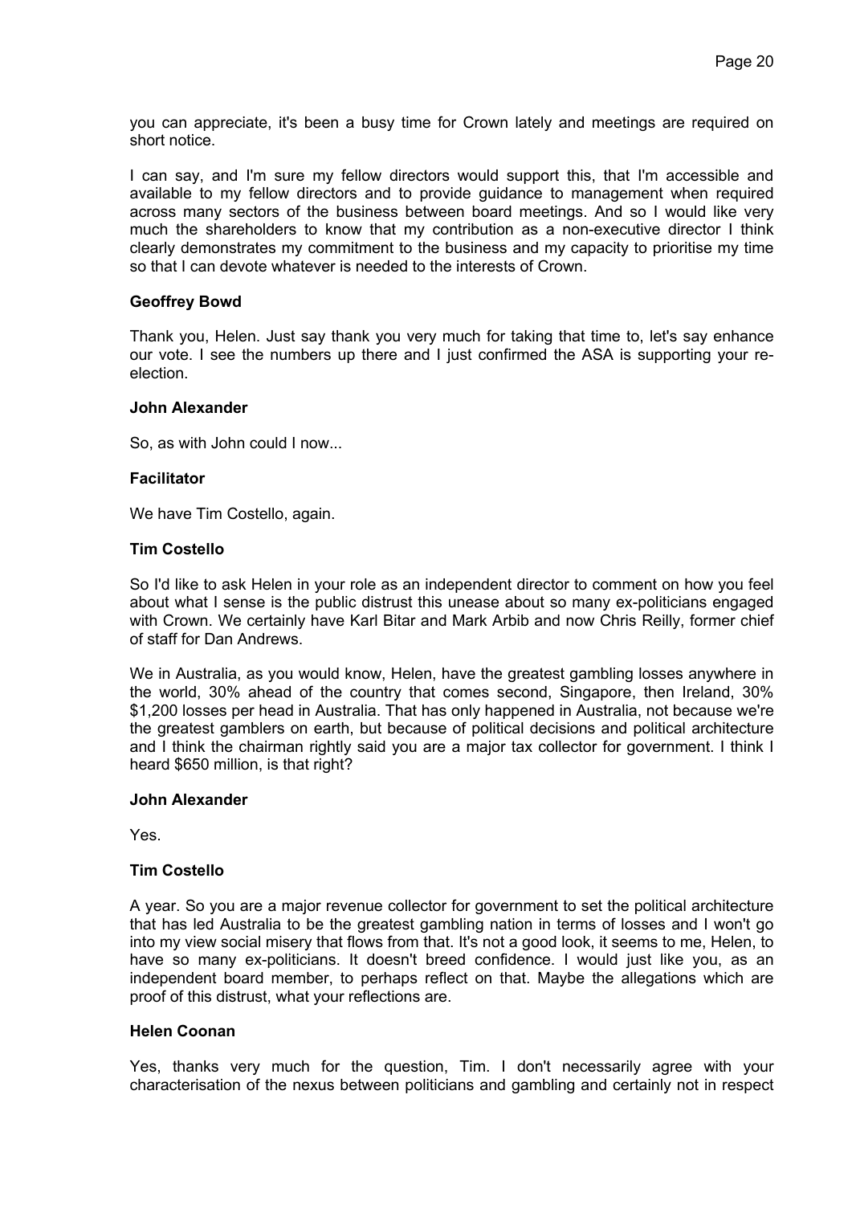you can appreciate, it's been a busy time for Crown lately and meetings are required on short notice.

I can say, and I'm sure my fellow directors would support this, that I'm accessible and available to my fellow directors and to provide guidance to management when required across many sectors of the business between board meetings. And so I would like very much the shareholders to know that my contribution as a non-executive director I think clearly demonstrates my commitment to the business and my capacity to prioritise my time so that I can devote whatever is needed to the interests of Crown.

**Geoffrey Bowd**

Thank you, Helen. Just say thank you very much for taking that time to, let's say enhance our vote. I see the numbers up there and I just confirmed the ASA is supporting your re-election.

**John Alexander**

So, as with John could I now...

**Facilitator**

We have Tim Costello, again.

**Tim Costello**

So I'd like to ask Helen in your role as an independent director to comment on how you feel about what I sense is the public distrust this unease about so many ex-politicians engaged with Crown. We certainly have Karl Bitar and Mark Arbib and now Chris Reilly, former chief of staff for Dan Andrews.

We in Australia, as you would know, Helen, have the greatest gambling losses anywhere in the world, 30% ahead of the country that comes second, Singapore, then Ireland, 30% $1,200 losses per head in Australia. That has only happened in Australia, not because we're the greatest gamblers on earth, but because of political decisions and political architecture and I think the chairman rightly said you are a major tax collector for government. I think I heard $650 million, is that right?

**John Alexander**

Yes.

**Tim Costello**

A year. So you are a major revenue collector for government to set the political architecture that has led Australia to be the greatest gambling nation in terms of losses and I won't go into my view social misery that flows from that. It's not a good look, it seems to me, Helen, to have so many ex-politicians. It doesn't breed confidence. I would just like you, as an independent board member, to perhaps reflect on that. Maybe the allegations which are proof of this distrust, what your reflections are.

**Helen Coonan**

Yes, thanks very much for the question, Tim. I don't necessarily agree with your characterisation of the nexus between politicians and gambling and certainly not in respect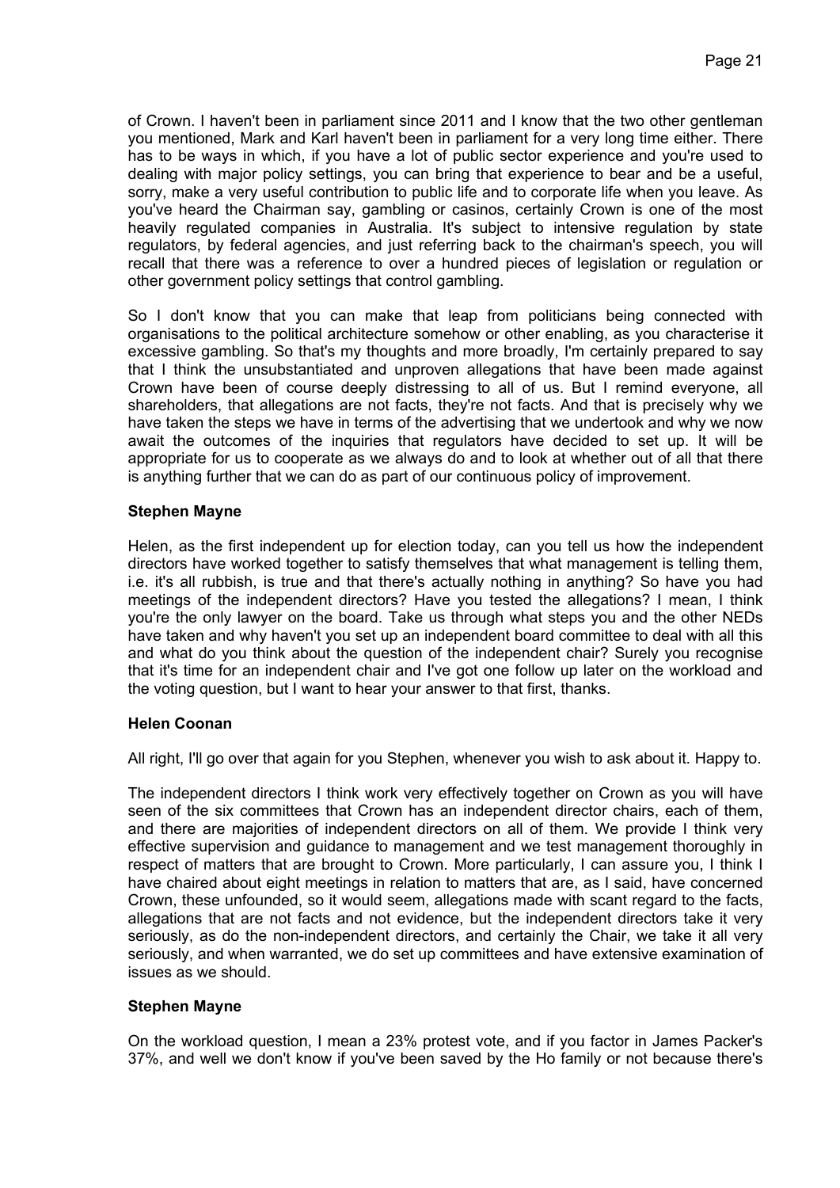of Crown. I haven't been in parliament since 2011 and I know that the two other gentleman you mentioned, Mark and Karl haven't been in parliament for a very long time either. There has to be ways in which, if you have a lot of public sector experience and you're used to dealing with major policy settings, you can bring that experience to bear and be a useful, sorry, make a very useful contribution to public life and to corporate life when you leave. As you've heard the Chairman say, gambling or casinos, certainly Crown is one of the most heavily regulated companies in Australia. It's subject to intensive regulation by state regulators, by federal agencies, and just referring back to the chairman's speech, you will recall that there was a reference to over a hundred pieces of legislation or regulation or other government policy settings that control gambling.

So I don't know that you can make that leap from politicians being connected with organisations to the political architecture somehow or other enabling, as you characterise it excessive gambling. So that's my thoughts and more broadly, I'm certainly prepared to say that I think the unsubstantiated and unproven allegations that have been made against Crown have been of course deeply distressing to all of us. But I remind everyone, all shareholders, that allegations are not facts, they're not facts. And that is precisely why we have taken the steps we have in terms of the advertising that we undertook and why we now await the outcomes of the inquiries that regulators have decided to set up. It will be appropriate for us to cooperate as we always do and to look at whether out of all that there is anything further that we can do as part of our continuous policy of improvement.

**Stephen Mayne**

Helen, as the first independent up for election today, can you tell us how the independent directors have worked together to satisfy themselves that what management is telling them, i.e. it's all rubbish, is true and that there's actually nothing in anything? So have you had meetings of the independent directors? Have you tested the allegations? I mean, I think you're the only lawyer on the board. Take us through what steps you and the other NEDs have taken and why haven't you set up an independent board committee to deal with all this and what do you think about the question of the independent chair? Surely you recognise that it's time for an independent chair and I've got one follow up later on the workload and the voting question, but I want to hear your answer to that first, thanks.

**Helen Coonan**

All right, I'll go over that again for you Stephen, whenever you wish to ask about it. Happy to.

The independent directors I think work very effectively together on Crown as you will have seen of the six committees that Crown has an independent director chairs, each of them, and there are majorities of independent directors on all of them. We provide I think very effective supervision and guidance to management and we test management thoroughly in respect of matters that are brought to Crown. More particularly, I can assure you, I think I have chaired about eight meetings in relation to matters that are, as I said, have concerned Crown, these unfounded, so it would seem, allegations made with scant regard to the facts, allegations that are not facts and not evidence, but the independent directors take it very seriously, as do the non-independent directors, and certainly the Chair, we take it all very seriously, and when warranted, we do set up committees and have extensive examination of issues as we should.

**Stephen Mayne**

On the workload question, I mean a 23% protest vote, and if you factor in James Packer's 37%, and well we don't know if you've been saved by the Ho family or not because there's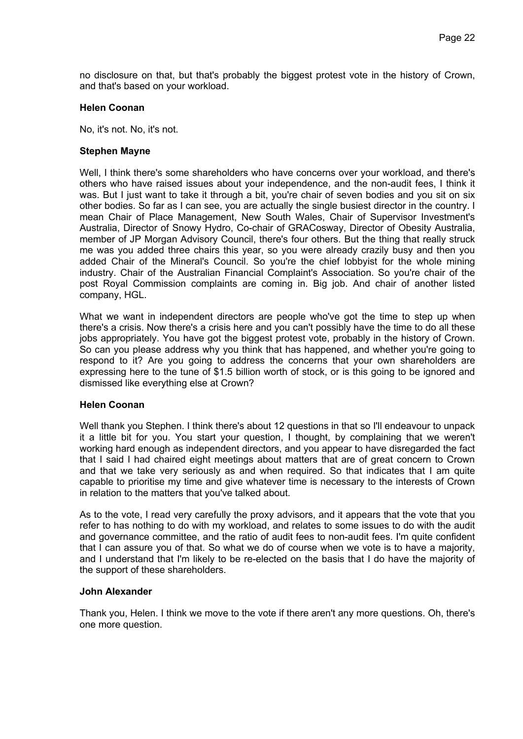no disclosure on that, but that's probably the biggest protest vote in the history of Crown, and that's based on your workload.

**Helen Coonan**

No, it's not. No, it's not.

**Stephen Mayne**

Well, I think there's some shareholders who have concerns over your workload, and there's others who have raised issues about your independence, and the non-audit fees, I think it was. But I just want to take it through a bit, you're chair of seven bodies and you sit on six other bodies. So far as I can see, you are actually the single busiest director in the country. I mean Chair of Place Management, New South Wales, Chair of Supervisor Investment's Australia, Director of Snowy Hydro, Co-chair of GRACosway, Director of Obesity Australia, member of JP Morgan Advisory Council, there's four others. But the thing that really struck me was you added three chairs this year, so you were already crazily busy and then you added Chair of the Mineral's Council. So you're the chief lobbyist for the whole mining industry. Chair of the Australian Financial Complaint's Association. So you're chair of the post Royal Commission complaints are coming in. Big job. And chair of another listed company, HGL.

What we want in independent directors are people who've got the time to step up when there's a crisis. Now there's a crisis here and you can't possibly have the time to do all these jobs appropriately. You have got the biggest protest vote, probably in the history of Crown. So can you please address why you think that has happened, and whether you're going to respond to it? Are you going to address the concerns that your own shareholders are expressing here to the tune of $1.5 billion worth of stock, or is this going to be ignored and dismissed like everything else at Crown?

**Helen Coonan**

Well thank you Stephen. I think there's about 12 questions in that so I'll endeavour to unpack it a little bit for you. You start your question, I thought, by complaining that we weren't working hard enough as independent directors, and you appear to have disregarded the fact that I said I had chaired eight meetings about matters that are of great concern to Crown and that we take very seriously as and when required. So that indicates that I am quite capable to prioritise my time and give whatever time is necessary to the interests of Crown in relation to the matters that you've talked about.

As to the vote, I read very carefully the proxy advisors, and it appears that the vote that you refer to has nothing to do with my workload, and relates to some issues to do with the audit and governance committee, and the ratio of audit fees to non-audit fees. I'm quite confident that I can assure you of that. So what we do of course when we vote is to have a majority, and I understand that I'm likely to be re-elected on the basis that I do have the majority of the support of these shareholders.

**John Alexander**

Thank you, Helen. I think we move to the vote if there aren't any more questions. Oh, there's one more question.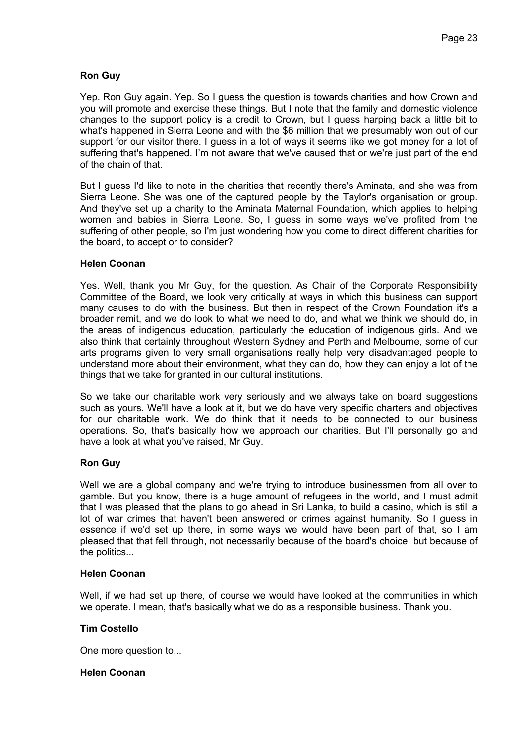**Ron Guy**

Yep. Ron Guy again. Yep. So I guess the question is towards charities and how Crown and you will promote and exercise these things. But I note that the family and domestic violence changes to the support policy is a credit to Crown, but I guess harping back a little bit to what's happened in Sierra Leone and with the $6 million that we presumably won out of our support for our visitor there. I guess in a lot of ways it seems like we got money for a lot of suffering that's happened. I'm not aware that we've caused that or we're just part of the end of the chain of that.

But I guess I'd like to note in the charities that recently there's Aminata, and she was from Sierra Leone. She was one of the captured people by the Taylor's organisation or group. And they've set up a charity to the Aminata Maternal Foundation, which applies to helping women and babies in Sierra Leone. So, I guess in some ways we've profited from the suffering of other people, so I'm just wondering how you come to direct different charities for the board, to accept or to consider?

**Helen Coonan**

Yes. Well, thank you Mr Guy, for the question. As Chair of the Corporate Responsibility Committee of the Board, we look very critically at ways in which this business can support many causes to do with the business. But then in respect of the Crown Foundation it's a broader remit, and we do look to what we need to do, and what we think we should do, in the areas of indigenous education, particularly the education of indigenous girls. And we also think that certainly throughout Western Sydney and Perth and Melbourne, some of our arts programs given to very small organisations really help very disadvantaged people to understand more about their environment, what they can do, how they can enjoy a lot of the things that we take for granted in our cultural institutions.

So we take our charitable work very seriously and we always take on board suggestions such as yours. We'll have a look at it, but we do have very specific charters and objectives for our charitable work. We do think that it needs to be connected to our business operations. So, that's basically how we approach our charities. But I'll personally go and have a look at what you've raised, Mr Guy.

**Ron Guy**

Well we are a global company and we're trying to introduce businessmen from all over to gamble. But you know, there is a huge amount of refugees in the world, and I must admit that I was pleased that the plans to go ahead in Sri Lanka, to build a casino, which is still a lot of war crimes that haven't been answered or crimes against humanity. So I guess in essence if we'd set up there, in some ways we would have been part of that, so I am pleased that that fell through, not necessarily because of the board's choice, but because of the politics...

**Helen Coonan**

Well, if we had set up there, of course we would have looked at the communities in which we operate. I mean, that's basically what we do as a responsible business. Thank you.

**Tim Costello**

One more question to...

**Helen Coonan**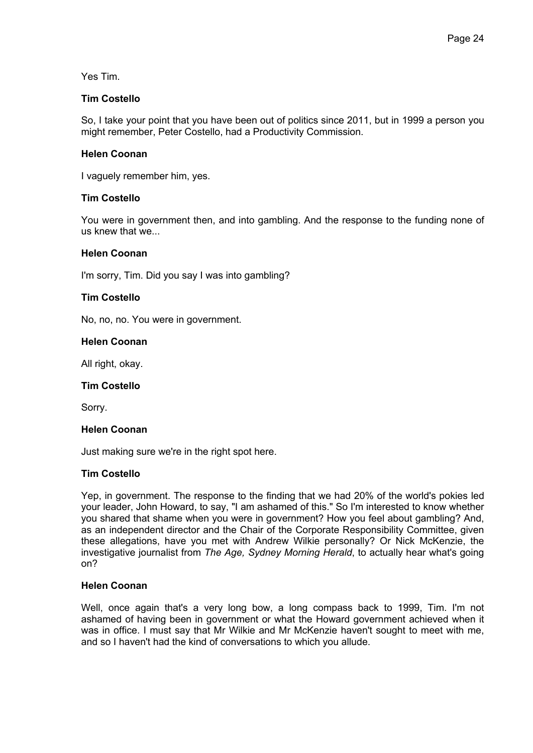Yes Tim.

**Tim Costello**

So, I take your point that you have been out of politics since 2011, but in 1999 a person you might remember, Peter Costello, had a Productivity Commission.

**Helen Coonan**

I vaguely remember him, yes.

**Tim Costello**

You were in government then, and into gambling. And the response to the funding none of us knew that we...

**Helen Coonan**

I'm sorry, Tim. Did you say I was into gambling?

**Tim Costello**

No, no, no. You were in government.

**Helen Coonan**

All right, okay.

**Tim Costello**

Sorry.

**Helen Coonan**

Just making sure we're in the right spot here.

**Tim Costello**

Yep, in government. The response to the finding that we had 20% of the world's pokies led your leader, John Howard, to say, "I am ashamed of this." So I'm interested to know whether you shared that shame when you were in government? How you feel about gambling? And, as an independent director and the Chair of the Corporate Responsibility Committee, given these allegations, have you met with Andrew Wilkie personally? Or Nick McKenzie, the investigative journalist from *The Age, Sydney Morning Herald*, to actually hear what's going on?

**Helen Coonan**

Well, once again that's a very long bow, a long compass back to 1999, Tim. I'm not ashamed of having been in government or what the Howard government achieved when it was in office. I must say that Mr Wilkie and Mr McKenzie haven't sought to meet with me, and so I haven't had the kind of conversations to which you allude.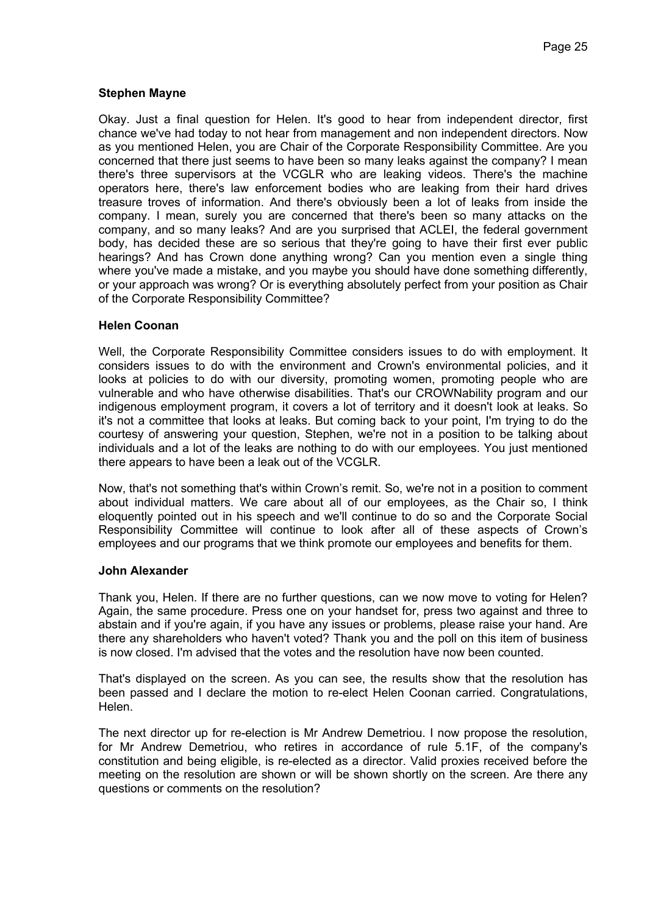**Stephen Mayne**

Okay. Just a final question for Helen. It's good to hear from independent director, first chance we've had today to not hear from management and non independent directors. Now as you mentioned Helen, you are Chair of the Corporate Responsibility Committee. Are you concerned that there just seems to have been so many leaks against the company? I mean there's three supervisors at the VCGLR who are leaking videos. There's the machine operators here, there's law enforcement bodies who are leaking from their hard drives treasure troves of information. And there's obviously been a lot of leaks from inside the company. I mean, surely you are concerned that there's been so many attacks on the company, and so many leaks? And are you surprised that ACLEI, the federal government body, has decided these are so serious that they're going to have their first ever public hearings? And has Crown done anything wrong? Can you mention even a single thing where you've made a mistake, and you maybe you should have done something differently, or your approach was wrong? Or is everything absolutely perfect from your position as Chair of the Corporate Responsibility Committee?

**Helen Coonan**

Well, the Corporate Responsibility Committee considers issues to do with employment. It considers issues to do with the environment and Crown's environmental policies, and it looks at policies to do with our diversity, promoting women, promoting people who are vulnerable and who have otherwise disabilities. That's our CROWNability program and our indigenous employment program, it covers a lot of territory and it doesn't look at leaks. So it's not a committee that looks at leaks. But coming back to your point, I'm trying to do the courtesy of answering your question, Stephen, we're not in a position to be talking about individuals and a lot of the leaks are nothing to do with our employees. You just mentioned there appears to have been a leak out of the VCGLR.

Now, that's not something that's within Crown's remit. So, we're not in a position to comment about individual matters. We care about all of our employees, as the Chair so, I think eloquently pointed out in his speech and we'll continue to do so and the Corporate Social Responsibility Committee will continue to look after all of these aspects of Crown's employees and our programs that we think promote our employees and benefits for them.

**John Alexander**

Thank you, Helen. If there are no further questions, can we now move to voting for Helen? Again, the same procedure. Press one on your handset for, press two against and three to abstain and if you're again, if you have any issues or problems, please raise your hand. Are there any shareholders who haven't voted? Thank you and the poll on this item of business is now closed. I'm advised that the votes and the resolution have now been counted.

That's displayed on the screen. As you can see, the results show that the resolution has been passed and I declare the motion to re-elect Helen Coonan carried. Congratulations, Helen.

The next director up for re-election is Mr Andrew Demetriou. I now propose the resolution, for Mr Andrew Demetriou, who retires in accordance of rule 5.1F, of the company's constitution and being eligible, is re-elected as a director. Valid proxies received before the meeting on the resolution are shown or will be shown shortly on the screen. Are there any questions or comments on the resolution?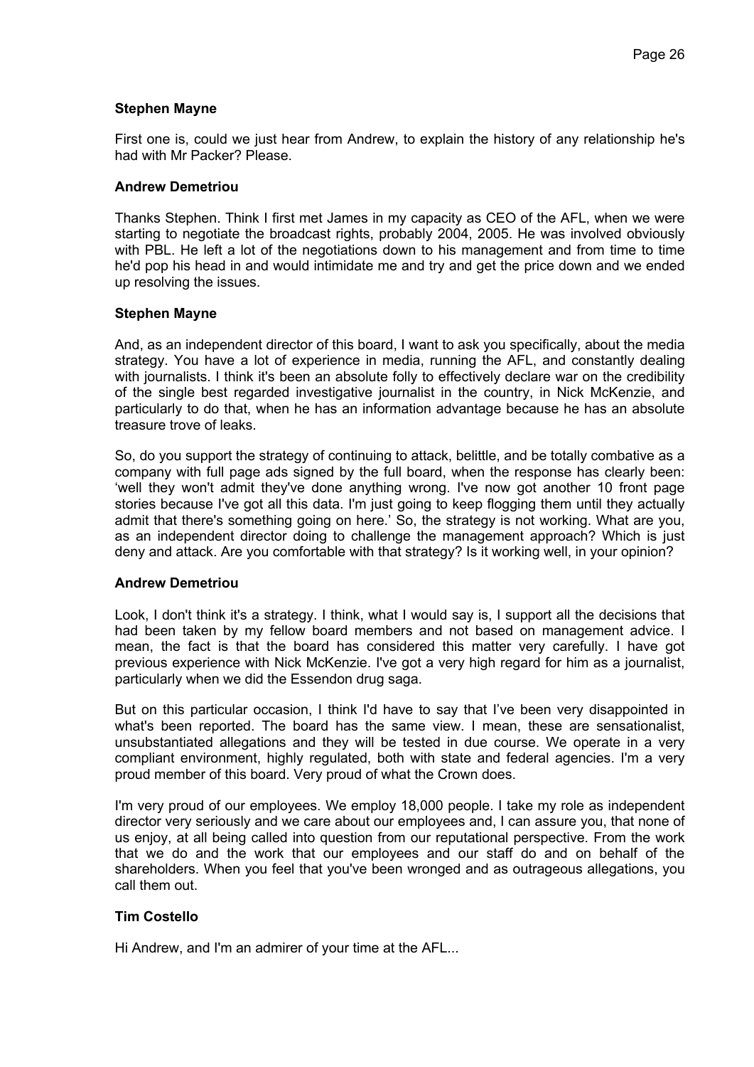**Stephen Mayne**

First one is, could we just hear from Andrew, to explain the history of any relationship he's had with Mr Packer? Please.

**Andrew Demetriou**

Thanks Stephen. Think I first met James in my capacity as CEO of the AFL, when we were starting to negotiate the broadcast rights, probably 2004, 2005. He was involved obviously with PBL. He left a lot of the negotiations down to his management and from time to time he'd pop his head in and would intimidate me and try and get the price down and we ended up resolving the issues.

**Stephen Mayne**

And, as an independent director of this board, I want to ask you specifically, about the media strategy. You have a lot of experience in media, running the AFL, and constantly dealing with journalists. I think it's been an absolute folly to effectively declare war on the credibility of the single best regarded investigative journalist in the country, in Nick McKenzie, and particularly to do that, when he has an information advantage because he has an absolute treasure trove of leaks.

So, do you support the strategy of continuing to attack, belittle, and be totally combative as a company with full page ads signed by the full board, when the response has clearly been: 'well they won't admit they've done anything wrong. I've now got another 10 front page stories because I've got all this data. I'm just going to keep flogging them until they actually admit that there's something going on here.' So, the strategy is not working. What are you, as an independent director doing to challenge the management approach? Which is just deny and attack. Are you comfortable with that strategy? Is it working well, in your opinion?

**Andrew Demetriou**

Look, I don't think it's a strategy. I think, what I would say is, I support all the decisions that had been taken by my fellow board members and not based on management advice. I mean, the fact is that the board has considered this matter very carefully. I have got previous experience with Nick McKenzie. I've got a very high regard for him as a journalist, particularly when we did the Essendon drug saga.

But on this particular occasion, I think I'd have to say that I've been very disappointed in what's been reported. The board has the same view. I mean, these are sensationalist, unsubstantiated allegations and they will be tested in due course. We operate in a very compliant environment, highly regulated, both with state and federal agencies. I'm a very proud member of this board. Very proud of what the Crown does.

I'm very proud of our employees. We employ 18,000 people. I take my role as independent director very seriously and we care about our employees and, I can assure you, that none of us enjoy, at all being called into question from our reputational perspective. From the work that we do and the work that our employees and our staff do and on behalf of the shareholders. When you feel that you've been wronged and as outrageous allegations, you call them out.

**Tim Costello**

Hi Andrew, and I'm an admirer of your time at the AFL...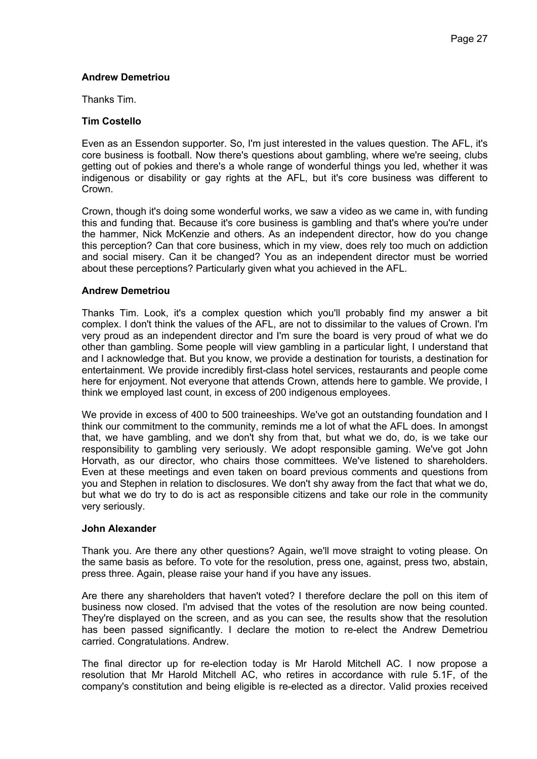**Andrew Demetriou**

Thanks Tim.

**Tim Costello**

Even as an Essendon supporter. So, I'm just interested in the values question. The AFL, it's core business is football. Now there's questions about gambling, where we're seeing, clubs getting out of pokies and there's a whole range of wonderful things you led, whether it was indigenous or disability or gay rights at the AFL, but it's core business was different to Crown.

Crown, though it's doing some wonderful works, we saw a video as we came in, with funding this and funding that. Because it's core business is gambling and that's where you're under the hammer, Nick McKenzie and others. As an independent director, how do you change this perception? Can that core business, which in my view, does rely too much on addiction and social misery. Can it be changed? You as an independent director must be worried about these perceptions? Particularly given what you achieved in the AFL.

**Andrew Demetriou**

Thanks Tim. Look, it's a complex question which you'll probably find my answer a bit complex. I don't think the values of the AFL, are not to dissimilar to the values of Crown. I'm very proud as an independent director and I'm sure the board is very proud of what we do other than gambling. Some people will view gambling in a particular light, I understand that and I acknowledge that. But you know, we provide a destination for tourists, a destination for entertainment. We provide incredibly first-class hotel services, restaurants and people come here for enjoyment. Not everyone that attends Crown, attends here to gamble. We provide, I think we employed last count, in excess of 200 indigenous employees.

We provide in excess of 400 to 500 traineeships. We've got an outstanding foundation and I think our commitment to the community, reminds me a lot of what the AFL does. In amongst that, we have gambling, and we don't shy from that, but what we do, do, is we take our responsibility to gambling very seriously. We adopt responsible gaming. We've got John Horvath, as our director, who chairs those committees. We've listened to shareholders. Even at these meetings and even taken on board previous comments and questions from you and Stephen in relation to disclosures. We don't shy away from the fact that what we do, but what we do try to do is act as responsible citizens and take our role in the community very seriously.

**John Alexander**

Thank you. Are there any other questions? Again, we'll move straight to voting please. On the same basis as before. To vote for the resolution, press one, against, press two, abstain, press three. Again, please raise your hand if you have any issues.

Are there any shareholders that haven't voted? I therefore declare the poll on this item of business now closed. I'm advised that the votes of the resolution are now being counted. They're displayed on the screen, and as you can see, the results show that the resolution has been passed significantly. I declare the motion to re-elect the Andrew Demetriou carried. Congratulations. Andrew.

The final director up for re-election today is Mr Harold Mitchell AC. I now propose a resolution that Mr Harold Mitchell AC, who retires in accordance with rule 5.1F, of the company's constitution and being eligible is re-elected as a director. Valid proxies received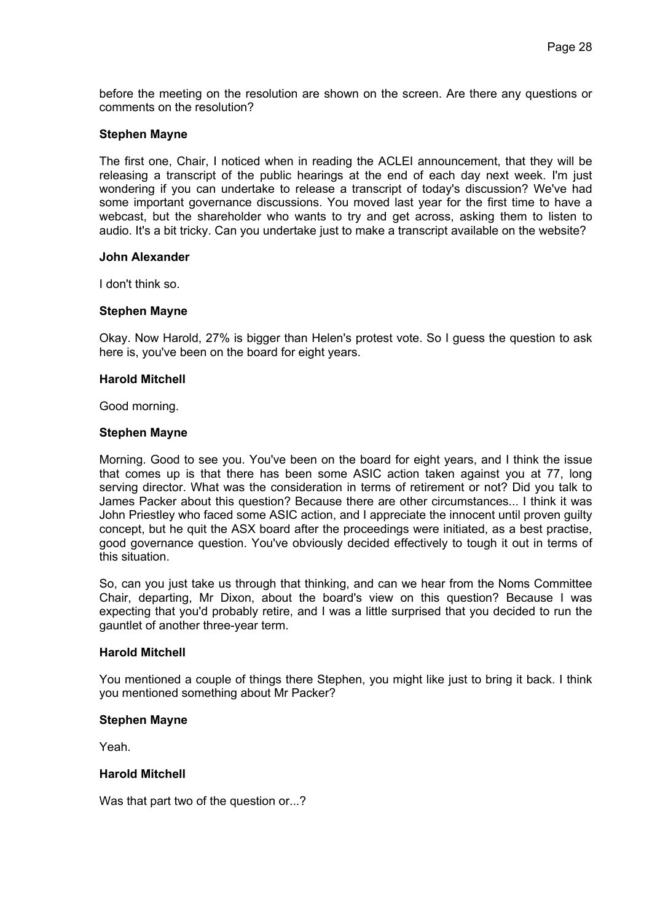before the meeting on the resolution are shown on the screen. Are there any questions or comments on the resolution?

**Stephen Mayne**

The first one, Chair, I noticed when in reading the ACLEI announcement, that they will be releasing a transcript of the public hearings at the end of each day next week. I'm just wondering if you can undertake to release a transcript of today's discussion? We've had some important governance discussions. You moved last year for the first time to have a webcast, but the shareholder who wants to try and get across, asking them to listen to audio. It's a bit tricky. Can you undertake just to make a transcript available on the website?

**John Alexander**

I don't think so.

**Stephen Mayne**

Okay. Now Harold, 27% is bigger than Helen's protest vote. So I guess the question to ask here is, you've been on the board for eight years.

**Harold Mitchell**

Good morning.

**Stephen Mayne**

Morning. Good to see you. You've been on the board for eight years, and I think the issue that comes up is that there has been some ASIC action taken against you at 77, long serving director. What was the consideration in terms of retirement or not? Did you talk to James Packer about this question? Because there are other circumstances... I think it was John Priestley who faced some ASIC action, and I appreciate the innocent until proven guilty concept, but he quit the ASX board after the proceedings were initiated, as a best practise, good governance question. You've obviously decided effectively to tough it out in terms of this situation.

So, can you just take us through that thinking, and can we hear from the Noms Committee Chair, departing, Mr Dixon, about the board's view on this question? Because I was expecting that you'd probably retire, and I was a little surprised that you decided to run the gauntlet of another three-year term.

**Harold Mitchell**

You mentioned a couple of things there Stephen, you might like just to bring it back. I think you mentioned something about Mr Packer?

**Stephen Mayne**

Yeah.

**Harold Mitchell**

Was that part two of the question or...?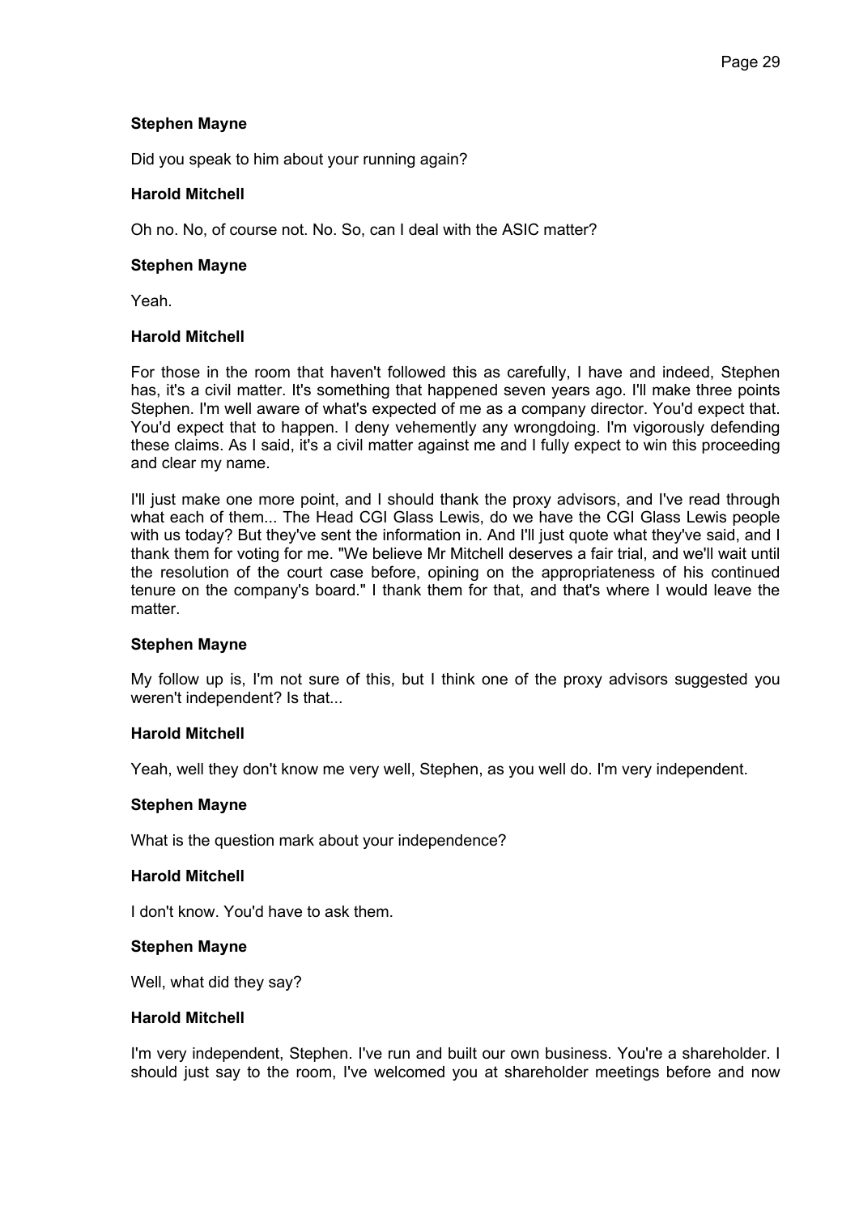**Stephen Mayne**

Did you speak to him about your running again?

**Harold Mitchell**

Oh no. No, of course not. No. So, can I deal with the ASIC matter?

**Stephen Mayne**

Yeah.

**Harold Mitchell**

For those in the room that haven't followed this as carefully, I have and indeed, Stephen has, it's a civil matter. It's something that happened seven years ago. I'll make three points Stephen. I'm well aware of what's expected of me as a company director. You'd expect that. You'd expect that to happen. I deny vehemently any wrongdoing. I'm vigorously defending these claims. As I said, it's a civil matter against me and I fully expect to win this proceeding and clear my name.

I'll just make one more point, and I should thank the proxy advisors, and I've read through what each of them... The Head CGI Glass Lewis, do we have the CGI Glass Lewis people with us today? But they've sent the information in. And I'll just quote what they've said, and I thank them for voting for me. "We believe Mr Mitchell deserves a fair trial, and we'll wait until the resolution of the court case before, opining on the appropriateness of his continued tenure on the company's board." I thank them for that, and that's where I would leave the matter.

**Stephen Mayne**

My follow up is, I'm not sure of this, but I think one of the proxy advisors suggested you weren't independent? Is that...

**Harold Mitchell**

Yeah, well they don't know me very well, Stephen, as you well do. I'm very independent.

**Stephen Mayne**

What is the question mark about your independence?

**Harold Mitchell**

I don't know. You'd have to ask them.

**Stephen Mayne**

Well, what did they say?

**Harold Mitchell**

I'm very independent, Stephen. I've run and built our own business. You're a shareholder. I should just say to the room, I've welcomed you at shareholder meetings before and now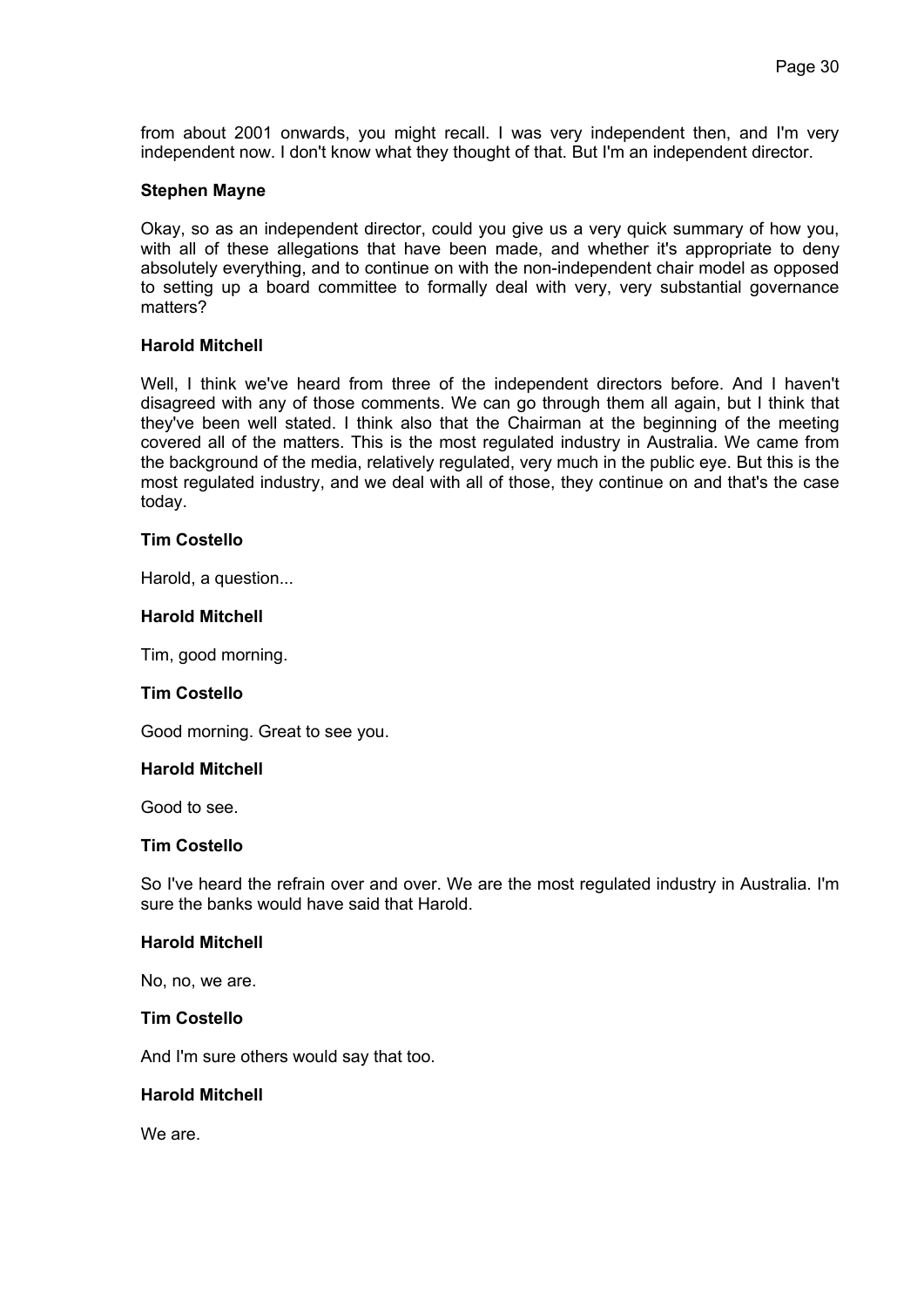from about 2001 onwards, you might recall. I was very independent then, and I'm very independent now. I don't know what they thought of that. But I'm an independent director.

**Stephen Mayne**

Okay, so as an independent director, could you give us a very quick summary of how you, with all of these allegations that have been made, and whether it's appropriate to deny absolutely everything, and to continue on with the non-independent chair model as opposed to setting up a board committee to formally deal with very, very substantial governance matters?

**Harold Mitchell**

Well, I think we've heard from three of the independent directors before. And I haven't disagreed with any of those comments. We can go through them all again, but I think that they've been well stated. I think also that the Chairman at the beginning of the meeting covered all of the matters. This is the most regulated industry in Australia. We came from the background of the media, relatively regulated, very much in the public eye. But this is the most regulated industry, and we deal with all of those, they continue on and that's the case today.

**Tim Costello**

Harold, a question...

**Harold Mitchell**

Tim, good morning.

**Tim Costello**

Good morning. Great to see you.

**Harold Mitchell**

Good to see.

**Tim Costello**

So I've heard the refrain over and over. We are the most regulated industry in Australia. I'm sure the banks would have said that Harold.

**Harold Mitchell**

No, no, we are.

**Tim Costello**

And I'm sure others would say that too.

**Harold Mitchell**

We are.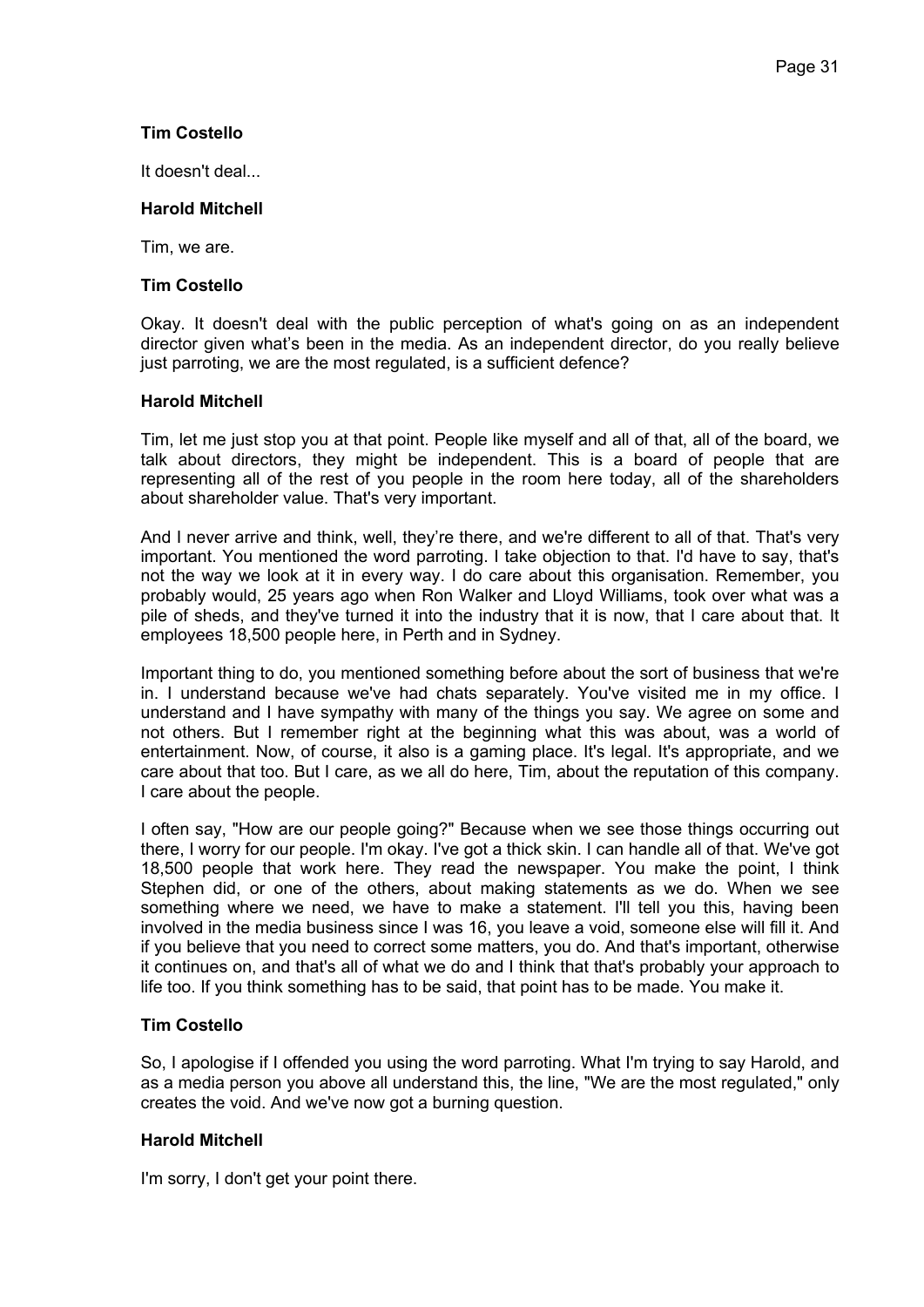**Tim Costello**

It doesn't deal...

**Harold Mitchell**

Tim, we are.

**Tim Costello**

Okay. It doesn't deal with the public perception of what's going on as an independent director given what's been in the media. As an independent director, do you really believe just parroting, we are the most regulated, is a sufficient defence?

**Harold Mitchell**

Tim, let me just stop you at that point. People like myself and all of that, all of the board, we talk about directors, they might be independent. This is a board of people that are representing all of the rest of you people in the room here today, all of the shareholders about shareholder value. That's very important.

And I never arrive and think, well, they're there, and we're different to all of that. That's very important. You mentioned the word parroting. I take objection to that. I'd have to say, that's not the way we look at it in every way. I do care about this organisation. Remember, you probably would, 25 years ago when Ron Walker and Lloyd Williams, took over what was a pile of sheds, and they've turned it into the industry that it is now, that I care about that. It employees 18,500 people here, in Perth and in Sydney.

Important thing to do, you mentioned something before about the sort of business that we're in. I understand because we've had chats separately. You've visited me in my office. I understand and I have sympathy with many of the things you say. We agree on some and not others. But I remember right at the beginning what this was about, was a world of entertainment. Now, of course, it also is a gaming place. It's legal. It's appropriate, and we care about that too. But I care, as we all do here, Tim, about the reputation of this company. I care about the people.

I often say, "How are our people going?" Because when we see those things occurring out there, I worry for our people. I'm okay. I've got a thick skin. I can handle all of that. We've got 18,500 people that work here. They read the newspaper. You make the point, I think Stephen did, or one of the others, about making statements as we do. When we see something where we need, we have to make a statement. I'll tell you this, having been involved in the media business since I was 16, you leave a void, someone else will fill it. And if you believe that you need to correct some matters, you do. And that's important, otherwise it continues on, and that's all of what we do and I think that that's probably your approach to life too. If you think something has to be said, that point has to be made. You make it.

**Tim Costello**

So, I apologise if I offended you using the word parroting. What I'm trying to say Harold, and as a media person you above all understand this, the line, "We are the most regulated," only creates the void. And we've now got a burning question.

**Harold Mitchell**

I'm sorry, I don't get your point there.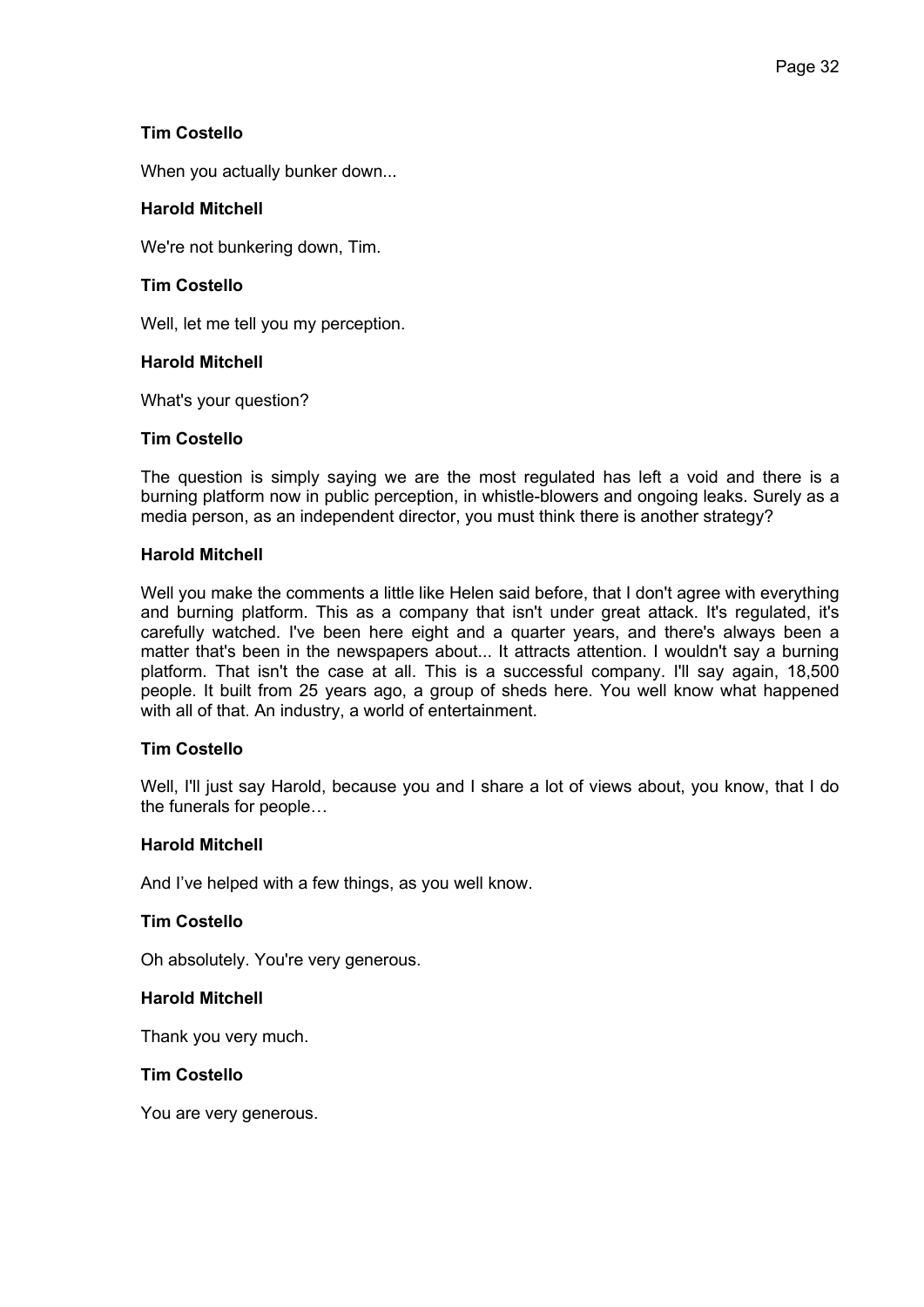**Tim Costello**

When you actually bunker down...

**Harold Mitchell**

We're not bunkering down, Tim.

**Tim Costello**

Well, let me tell you my perception.

**Harold Mitchell**

What's your question?

**Tim Costello**

The question is simply saying we are the most regulated has left a void and there is a burning platform now in public perception, in whistle-blowers and ongoing leaks. Surely as a media person, as an independent director, you must think there is another strategy?

**Harold Mitchell**

Well you make the comments a little like Helen said before, that I don't agree with everything and burning platform. This as a company that isn't under great attack. It's regulated, it's carefully watched. I've been here eight and a quarter years, and there's always been a matter that's been in the newspapers about... It attracts attention. I wouldn't say a burning platform. That isn't the case at all. This is a successful company. I'll say again, 18,500 people. It built from 25 years ago, a group of sheds here. You well know what happened with all of that. An industry, a world of entertainment.

**Tim Costello**

Well, I'll just say Harold, because you and I share a lot of views about, you know, that I do the funerals for people…

**Harold Mitchell**

And I’ve helped with a few things, as you well know.

**Tim Costello**

Oh absolutely. You're very generous.

**Harold Mitchell**

Thank you very much.

**Tim Costello**

You are very generous.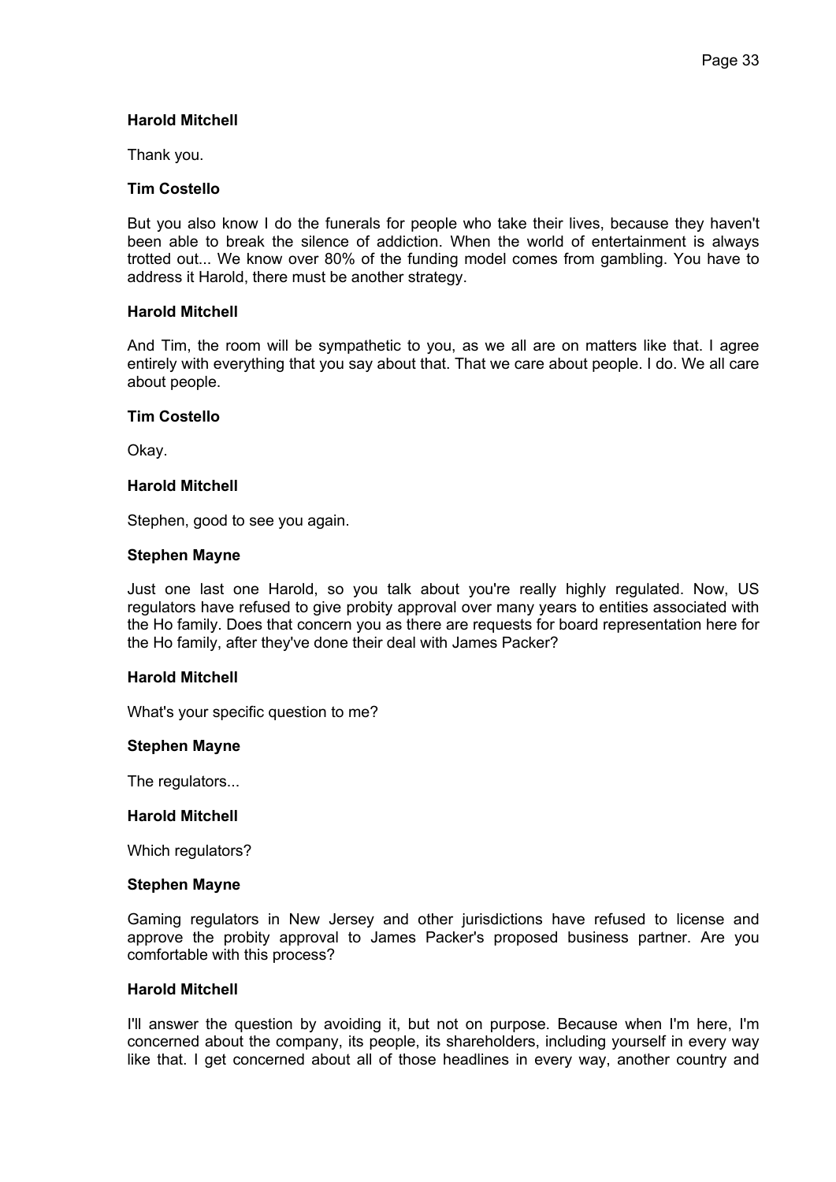**Harold Mitchell**

Thank you.

**Tim Costello**

But you also know I do the funerals for people who take their lives, because they haven't been able to break the silence of addiction. When the world of entertainment is always trotted out... We know over 80% of the funding model comes from gambling. You have to address it Harold, there must be another strategy.

**Harold Mitchell**

And Tim, the room will be sympathetic to you, as we all are on matters like that. I agree entirely with everything that you say about that. That we care about people. I do. We all care about people.

**Tim Costello**

Okay.

**Harold Mitchell**

Stephen, good to see you again.

**Stephen Mayne**

Just one last one Harold, so you talk about you're really highly regulated. Now, US regulators have refused to give probity approval over many years to entities associated with the Ho family. Does that concern you as there are requests for board representation here for the Ho family, after they've done their deal with James Packer?

**Harold Mitchell**

What's your specific question to me?

**Stephen Mayne**

The regulators...

**Harold Mitchell**

Which regulators?

**Stephen Mayne**

Gaming regulators in New Jersey and other jurisdictions have refused to license and approve the probity approval to James Packer's proposed business partner. Are you comfortable with this process?

**Harold Mitchell**

I'll answer the question by avoiding it, but not on purpose. Because when I'm here, I'm concerned about the company, its people, its shareholders, including yourself in every way like that. I get concerned about all of those headlines in every way, another country and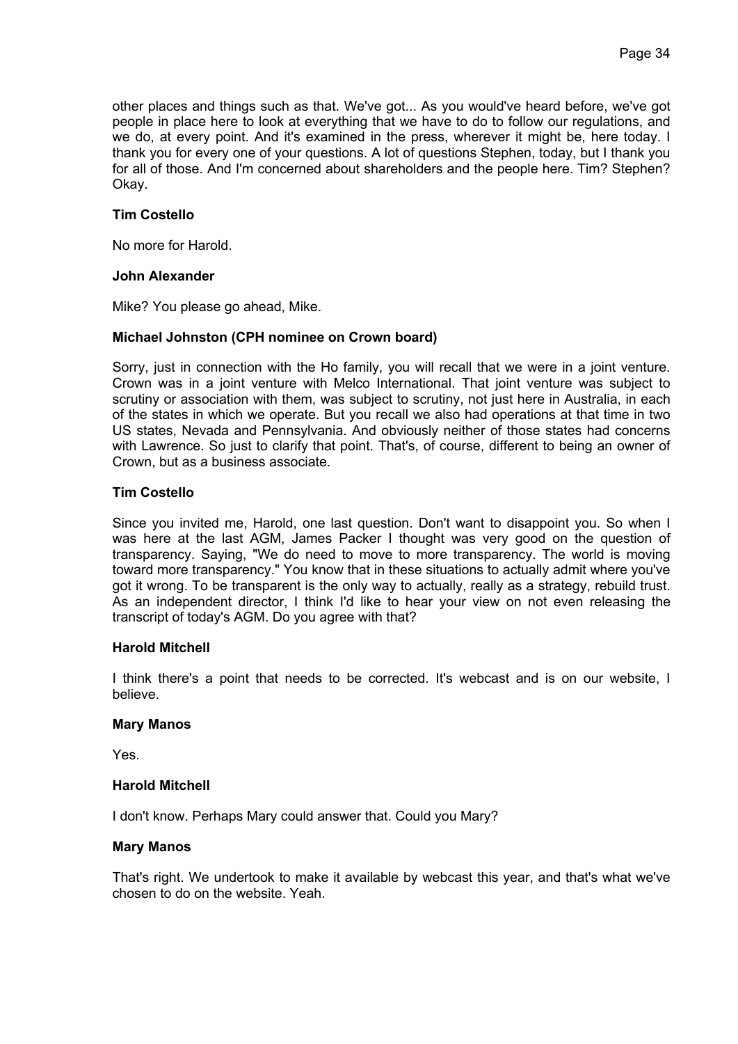other places and things such as that. We've got... As you would've heard before, we've got people in place here to look at everything that we have to do to follow our regulations, and we do, at every point. And it's examined in the press, wherever it might be, here today. I thank you for every one of your questions. A lot of questions Stephen, today, but I thank you for all of those. And I'm concerned about shareholders and the people here. Tim? Stephen? Okay.

**Tim Costello**

No more for Harold.

**John Alexander**

Mike? You please go ahead, Mike.

**Michael Johnston (CPH nominee on Crown board)**

Sorry, just in connection with the Ho family, you will recall that we were in a joint venture. Crown was in a joint venture with Melco International. That joint venture was subject to scrutiny or association with them, was subject to scrutiny, not just here in Australia, in each of the states in which we operate. But you recall we also had operations at that time in two US states, Nevada and Pennsylvania. And obviously neither of those states had concerns with Lawrence. So just to clarify that point. That's, of course, different to being an owner of Crown, but as a business associate.

**Tim Costello**

Since you invited me, Harold, one last question. Don't want to disappoint you. So when I was here at the last AGM, James Packer I thought was very good on the question of transparency. Saying, "We do need to move to more transparency. The world is moving toward more transparency." You know that in these situations to actually admit where you've got it wrong. To be transparent is the only way to actually, really as a strategy, rebuild trust. As an independent director, I think I'd like to hear your view on not even releasing the transcript of today's AGM. Do you agree with that?

**Harold Mitchell**

I think there's a point that needs to be corrected. It's webcast and is on our website, I believe.

**Mary Manos**

Yes.

**Harold Mitchell**

I don't know. Perhaps Mary could answer that. Could you Mary?

**Mary Manos**

That's right. We undertook to make it available by webcast this year, and that's what we've chosen to do on the website. Yeah.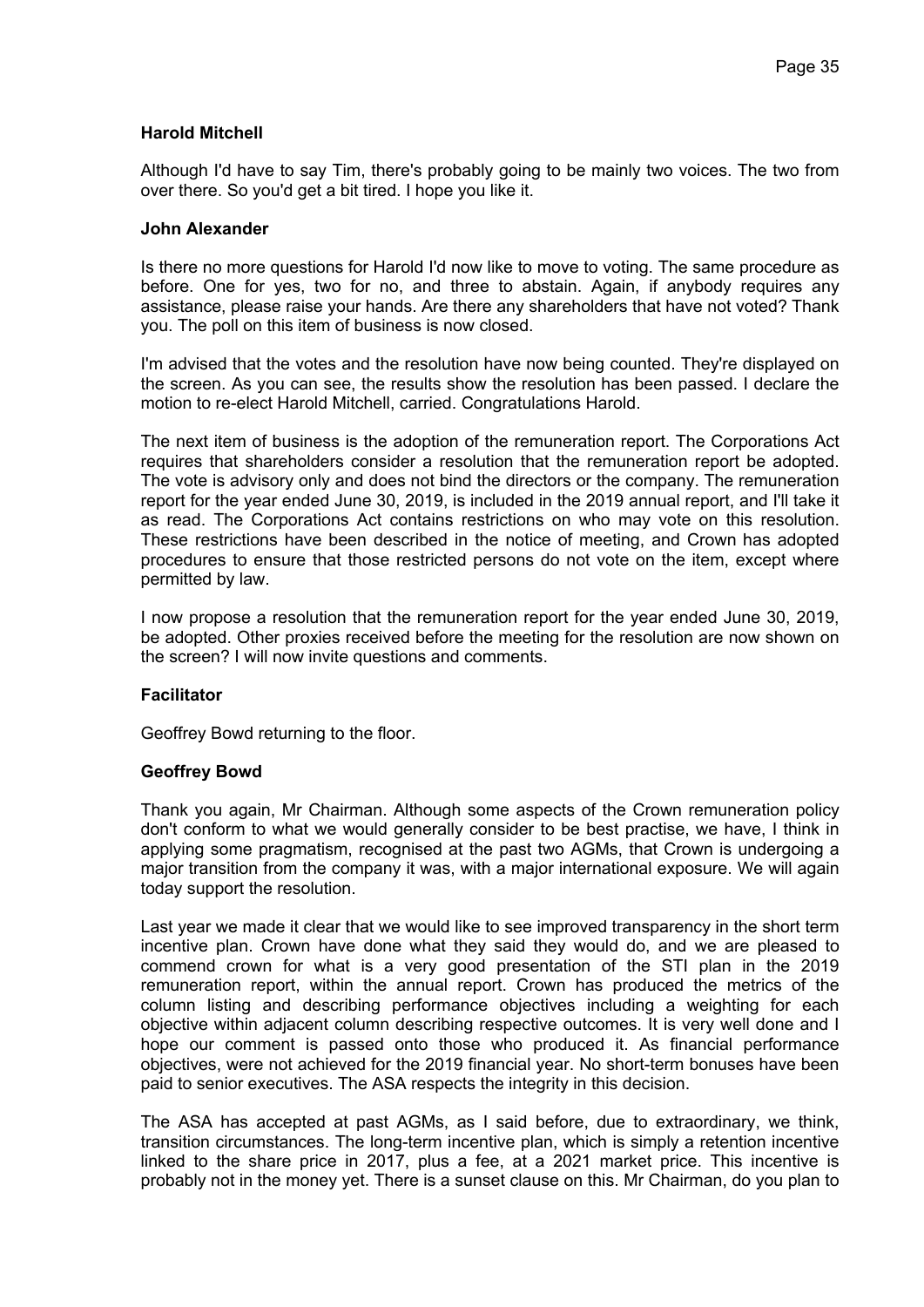**Harold Mitchell**

Although I'd have to say Tim, there's probably going to be mainly two voices. The two from over there. So you'd get a bit tired. I hope you like it.

**John Alexander**

Is there no more questions for Harold I'd now like to move to voting. The same procedure as before. One for yes, two for no, and three to abstain. Again, if anybody requires any assistance, please raise your hands. Are there any shareholders that have not voted? Thank you. The poll on this item of business is now closed.

I'm advised that the votes and the resolution have now being counted. They're displayed on the screen. As you can see, the results show the resolution has been passed. I declare the motion to re-elect Harold Mitchell, carried. Congratulations Harold.

The next item of business is the adoption of the remuneration report. The Corporations Act requires that shareholders consider a resolution that the remuneration report be adopted. The vote is advisory only and does not bind the directors or the company. The remuneration report for the year ended June 30, 2019, is included in the 2019 annual report, and I'll take it as read. The Corporations Act contains restrictions on who may vote on this resolution. These restrictions have been described in the notice of meeting, and Crown has adopted procedures to ensure that those restricted persons do not vote on the item, except where permitted by law.

I now propose a resolution that the remuneration report for the year ended June 30, 2019, be adopted. Other proxies received before the meeting for the resolution are now shown on the screen? I will now invite questions and comments.

**Facilitator**

Geoffrey Bowd returning to the floor.

**Geoffrey Bowd**

Thank you again, Mr Chairman. Although some aspects of the Crown remuneration policy don't conform to what we would generally consider to be best practise, we have, I think in applying some pragmatism, recognised at the past two AGMs, that Crown is undergoing a major transition from the company it was, with a major international exposure. We will again today support the resolution.

Last year we made it clear that we would like to see improved transparency in the short term incentive plan. Crown have done what they said they would do, and we are pleased to commend crown for what is a very good presentation of the STI plan in the 2019 remuneration report, within the annual report. Crown has produced the metrics of the column listing and describing performance objectives including a weighting for each objective within adjacent column describing respective outcomes. It is very well done and I hope our comment is passed onto those who produced it. As financial performance objectives, were not achieved for the 2019 financial year. No short-term bonuses have been paid to senior executives. The ASA respects the integrity in this decision.

The ASA has accepted at past AGMs, as I said before, due to extraordinary, we think, transition circumstances. The long-term incentive plan, which is simply a retention incentive linked to the share price in 2017, plus a fee, at a 2021 market price. This incentive is probably not in the money yet. There is a sunset clause on this. Mr Chairman, do you plan to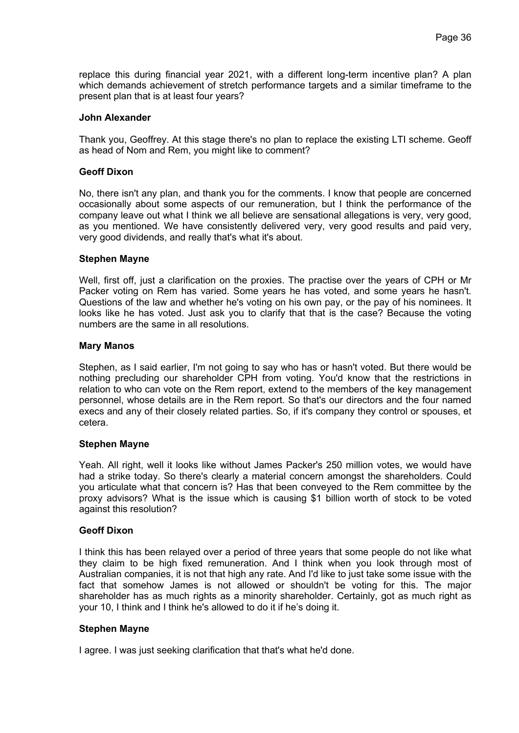replace this during financial year 2021, with a different long-term incentive plan? A plan which demands achievement of stretch performance targets and a similar timeframe to the present plan that is at least four years?

**John Alexander**

Thank you, Geoffrey. At this stage there's no plan to replace the existing LTI scheme. Geoff as head of Nom and Rem, you might like to comment?

**Geoff Dixon**

No, there isn't any plan, and thank you for the comments. I know that people are concerned occasionally about some aspects of our remuneration, but I think the performance of the company leave out what I think we all believe are sensational allegations is very, very good, as you mentioned. We have consistently delivered very, very good results and paid very, very good dividends, and really that's what it's about.

**Stephen Mayne**

Well, first off, just a clarification on the proxies. The practise over the years of CPH or Mr Packer voting on Rem has varied. Some years he has voted, and some years he hasn't. Questions of the law and whether he's voting on his own pay, or the pay of his nominees. It looks like he has voted. Just ask you to clarify that that is the case? Because the voting numbers are the same in all resolutions.

**Mary Manos**

Stephen, as I said earlier, I'm not going to say who has or hasn't voted. But there would be nothing precluding our shareholder CPH from voting. You'd know that the restrictions in relation to who can vote on the Rem report, extend to the members of the key management personnel, whose details are in the Rem report. So that's our directors and the four named execs and any of their closely related parties. So, if it's company they control or spouses, et cetera.

**Stephen Mayne**

Yeah. All right, well it looks like without James Packer's 250 million votes, we would have had a strike today. So there's clearly a material concern amongst the shareholders. Could you articulate what that concern is? Has that been conveyed to the Rem committee by the proxy advisors? What is the issue which is causing $1 billion worth of stock to be voted against this resolution?

**Geoff Dixon**

I think this has been relayed over a period of three years that some people do not like what they claim to be high fixed remuneration. And I think when you look through most of Australian companies, it is not that high any rate. And I'd like to just take some issue with the fact that somehow James is not allowed or shouldn't be voting for this. The major shareholder has as much rights as a minority shareholder. Certainly, got as much right as your 10, I think and I think he's allowed to do it if he's doing it.

**Stephen Mayne**

I agree. I was just seeking clarification that that's what he'd done.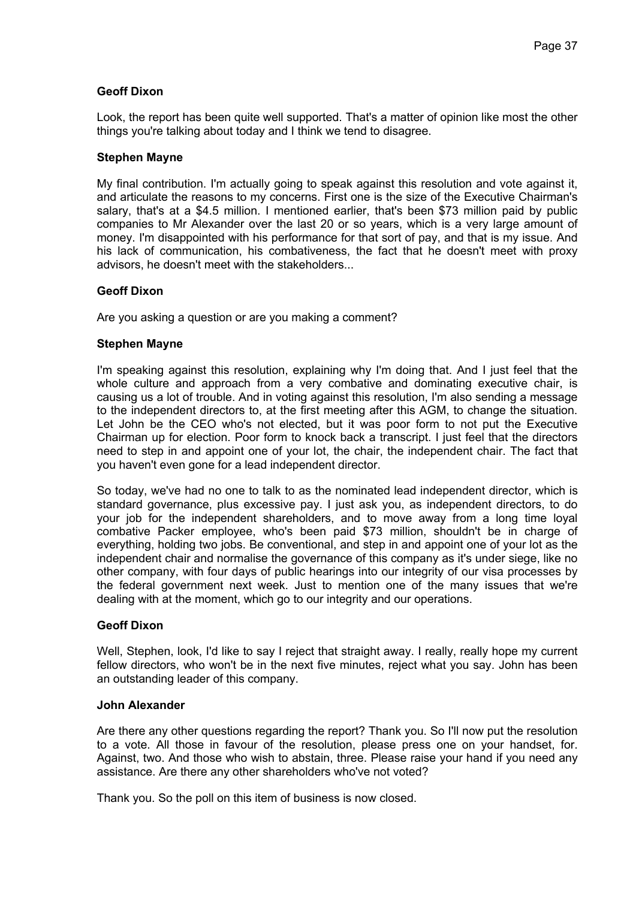**Geoff Dixon**

Look, the report has been quite well supported. That's a matter of opinion like most the other things you're talking about today and I think we tend to disagree.

**Stephen Mayne**

My final contribution. I'm actually going to speak against this resolution and vote against it, and articulate the reasons to my concerns. First one is the size of the Executive Chairman's salary, that's at a $4.5 million. I mentioned earlier, that's been $73 million paid by public companies to Mr Alexander over the last 20 or so years, which is a very large amount of money. I'm disappointed with his performance for that sort of pay, and that is my issue. And his lack of communication, his combativeness, the fact that he doesn't meet with proxy advisors, he doesn't meet with the stakeholders...

**Geoff Dixon**

Are you asking a question or are you making a comment?

**Stephen Mayne**

I'm speaking against this resolution, explaining why I'm doing that. And I just feel that the whole culture and approach from a very combative and dominating executive chair, is causing us a lot of trouble. And in voting against this resolution, I'm also sending a message to the independent directors to, at the first meeting after this AGM, to change the situation. Let John be the CEO who's not elected, but it was poor form to not put the Executive Chairman up for election. Poor form to knock back a transcript. I just feel that the directors need to step in and appoint one of your lot, the chair, the independent chair. The fact that you haven't even gone for a lead independent director.

So today, we've had no one to talk to as the nominated lead independent director, which is standard governance, plus excessive pay. I just ask you, as independent directors, to do your job for the independent shareholders, and to move away from a long time loyal combative Packer employee, who's been paid $73 million, shouldn't be in charge of everything, holding two jobs. Be conventional, and step in and appoint one of your lot as the independent chair and normalise the governance of this company as it's under siege, like no other company, with four days of public hearings into our integrity of our visa processes by the federal government next week. Just to mention one of the many issues that we're dealing with at the moment, which go to our integrity and our operations.

**Geoff Dixon**

Well, Stephen, look, I'd like to say I reject that straight away. I really, really hope my current fellow directors, who won't be in the next five minutes, reject what you say. John has been an outstanding leader of this company.

**John Alexander**

Are there any other questions regarding the report? Thank you. So I'll now put the resolution to a vote. All those in favour of the resolution, please press one on your handset, for. Against, two. And those who wish to abstain, three. Please raise your hand if you need any assistance. Are there any other shareholders who've not voted?

Thank you. So the poll on this item of business is now closed.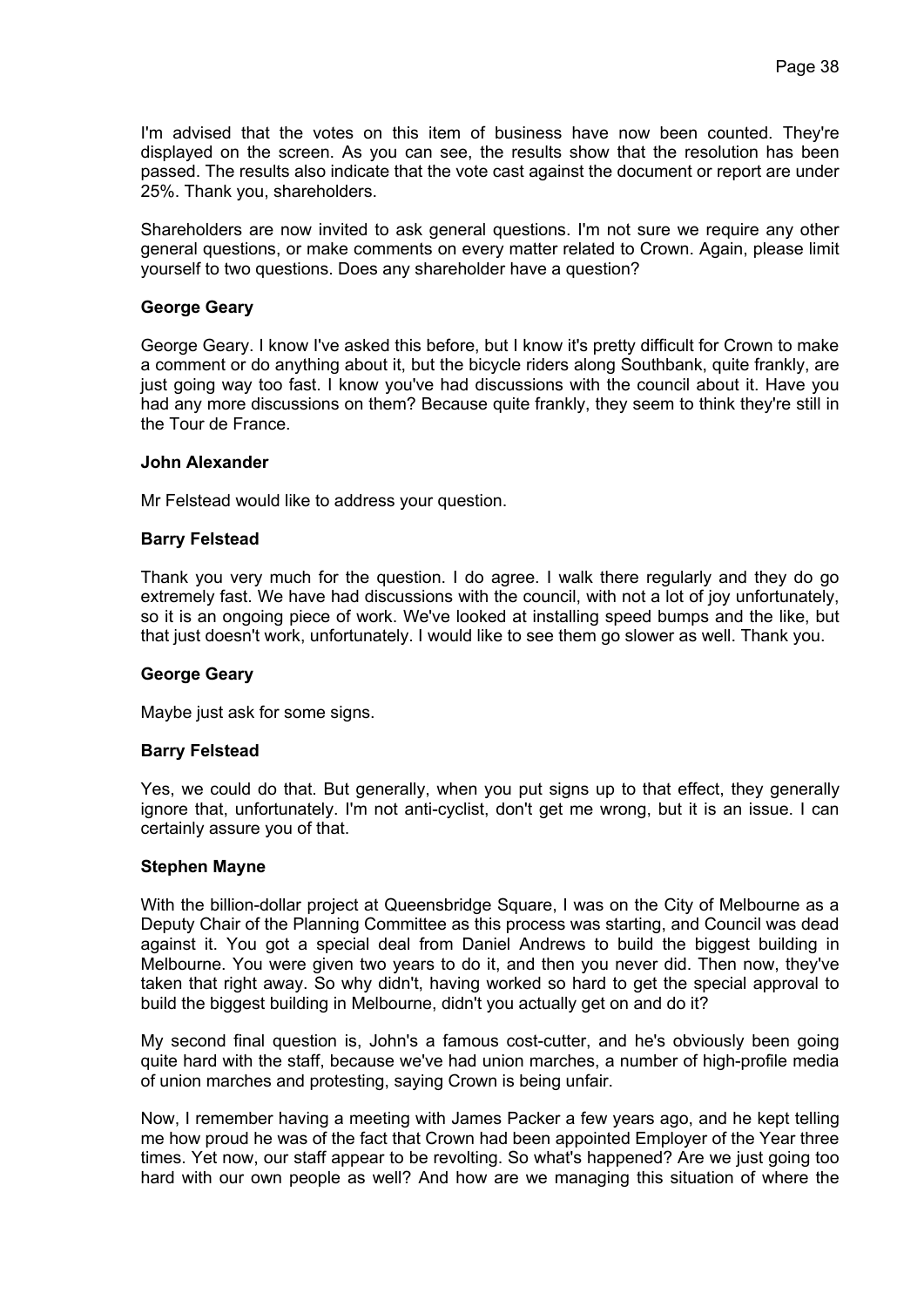I'm advised that the votes on this item of business have now been counted. They're displayed on the screen. As you can see, the results show that the resolution has been passed. The results also indicate that the vote cast against the document or report are under 25%. Thank you, shareholders.

Shareholders are now invited to ask general questions. I'm not sure we require any other general questions, or make comments on every matter related to Crown. Again, please limit yourself to two questions. Does any shareholder have a question?

**George Geary**

George Geary. I know I've asked this before, but I know it's pretty difficult for Crown to make a comment or do anything about it, but the bicycle riders along Southbank, quite frankly, are just going way too fast. I know you've had discussions with the council about it. Have you had any more discussions on them? Because quite frankly, they seem to think they're still in the Tour de France.

**John Alexander**

Mr Felstead would like to address your question.

**Barry Felstead**

Thank you very much for the question. I do agree. I walk there regularly and they do go extremely fast. We have had discussions with the council, with not a lot of joy unfortunately, so it is an ongoing piece of work. We've looked at installing speed bumps and the like, but that just doesn't work, unfortunately. I would like to see them go slower as well. Thank you.

**George Geary**

Maybe just ask for some signs.

**Barry Felstead**

Yes, we could do that. But generally, when you put signs up to that effect, they generally ignore that, unfortunately. I'm not anti-cyclist, don't get me wrong, but it is an issue. I can certainly assure you of that.

**Stephen Mayne**

With the billion-dollar project at Queensbridge Square, I was on the City of Melbourne as a Deputy Chair of the Planning Committee as this process was starting, and Council was dead against it. You got a special deal from Daniel Andrews to build the biggest building in Melbourne. You were given two years to do it, and then you never did. Then now, they've taken that right away. So why didn't, having worked so hard to get the special approval to build the biggest building in Melbourne, didn't you actually get on and do it?

My second final question is, John's a famous cost-cutter, and he's obviously been going quite hard with the staff, because we've had union marches, a number of high-profile media of union marches and protesting, saying Crown is being unfair.

Now, I remember having a meeting with James Packer a few years ago, and he kept telling me how proud he was of the fact that Crown had been appointed Employer of the Year three times. Yet now, our staff appear to be revolting. So what's happened? Are we just going too hard with our own people as well? And how are we managing this situation of where the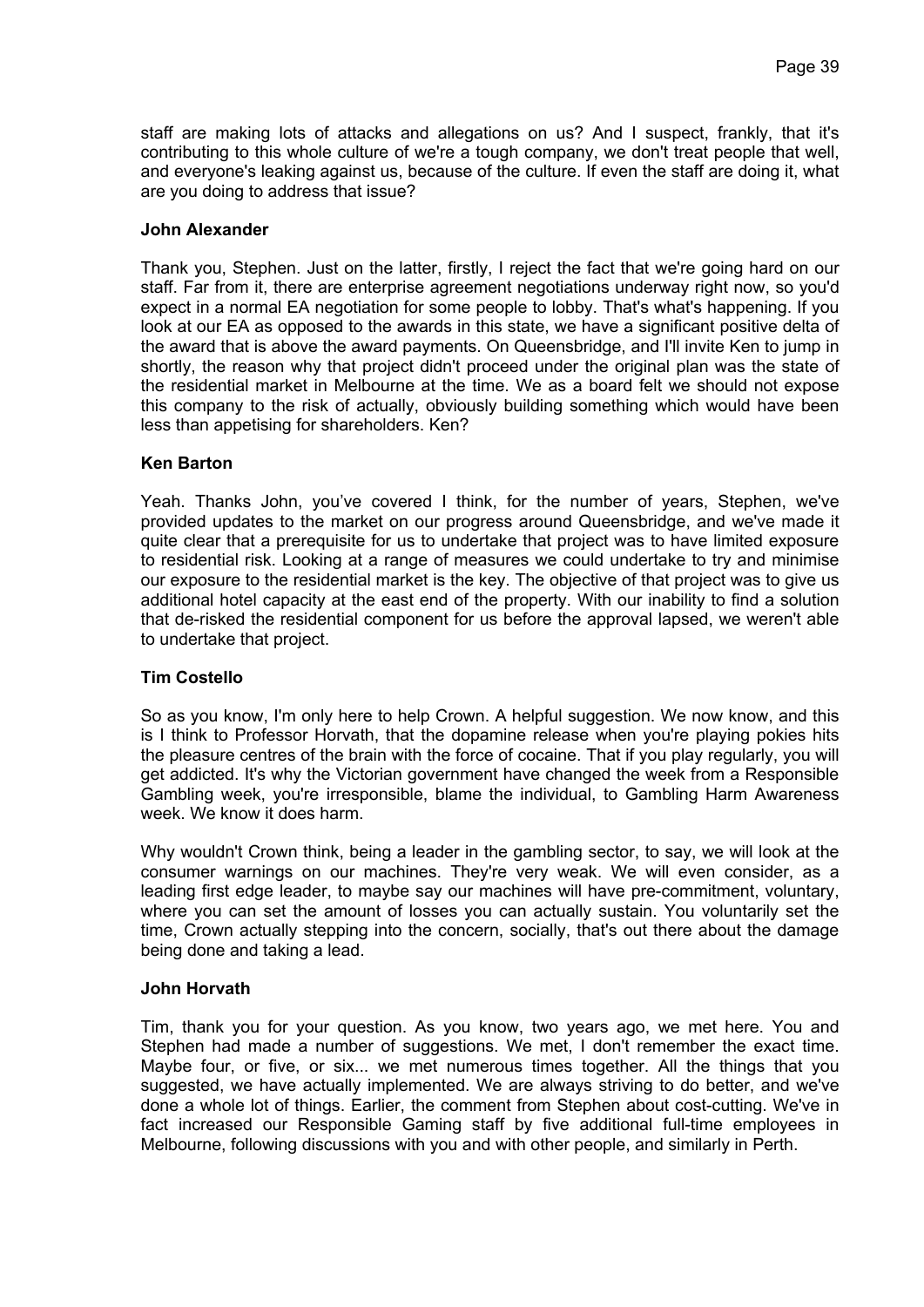staff are making lots of attacks and allegations on us? And I suspect, frankly, that it's contributing to this whole culture of we're a tough company, we don't treat people that well, and everyone's leaking against us, because of the culture. If even the staff are doing it, what are you doing to address that issue?

**John Alexander**

Thank you, Stephen. Just on the latter, firstly, I reject the fact that we're going hard on our staff. Far from it, there are enterprise agreement negotiations underway right now, so you'd expect in a normal EA negotiation for some people to lobby. That's what's happening. If you look at our EA as opposed to the awards in this state, we have a significant positive delta of the award that is above the award payments. On Queensbridge, and I'll invite Ken to jump in shortly, the reason why that project didn't proceed under the original plan was the state of the residential market in Melbourne at the time. We as a board felt we should not expose this company to the risk of actually, obviously building something which would have been less than appetising for shareholders. Ken?

**Ken Barton**

Yeah. Thanks John, you've covered I think, for the number of years, Stephen, we've provided updates to the market on our progress around Queensbridge, and we've made it quite clear that a prerequisite for us to undertake that project was to have limited exposure to residential risk. Looking at a range of measures we could undertake to try and minimise our exposure to the residential market is the key. The objective of that project was to give us additional hotel capacity at the east end of the property. With our inability to find a solution that de-risked the residential component for us before the approval lapsed, we weren't able to undertake that project.

**Tim Costello**

So as you know, I'm only here to help Crown. A helpful suggestion. We now know, and this is I think to Professor Horvath, that the dopamine release when you're playing pokies hits the pleasure centres of the brain with the force of cocaine. That if you play regularly, you will get addicted. It's why the Victorian government have changed the week from a Responsible Gambling week, you're irresponsible, blame the individual, to Gambling Harm Awareness week. We know it does harm.

Why wouldn't Crown think, being a leader in the gambling sector, to say, we will look at the consumer warnings on our machines. They're very weak. We will even consider, as a leading first edge leader, to maybe say our machines will have pre-commitment, voluntary, where you can set the amount of losses you can actually sustain. You voluntarily set the time, Crown actually stepping into the concern, socially, that's out there about the damage being done and taking a lead.

**John Horvath**

Tim, thank you for your question. As you know, two years ago, we met here. You and Stephen had made a number of suggestions. We met, I don't remember the exact time. Maybe four, or five, or six... we met numerous times together. All the things that you suggested, we have actually implemented. We are always striving to do better, and we've done a whole lot of things. Earlier, the comment from Stephen about cost-cutting. We've in fact increased our Responsible Gaming staff by five additional full-time employees in Melbourne, following discussions with you and with other people, and similarly in Perth.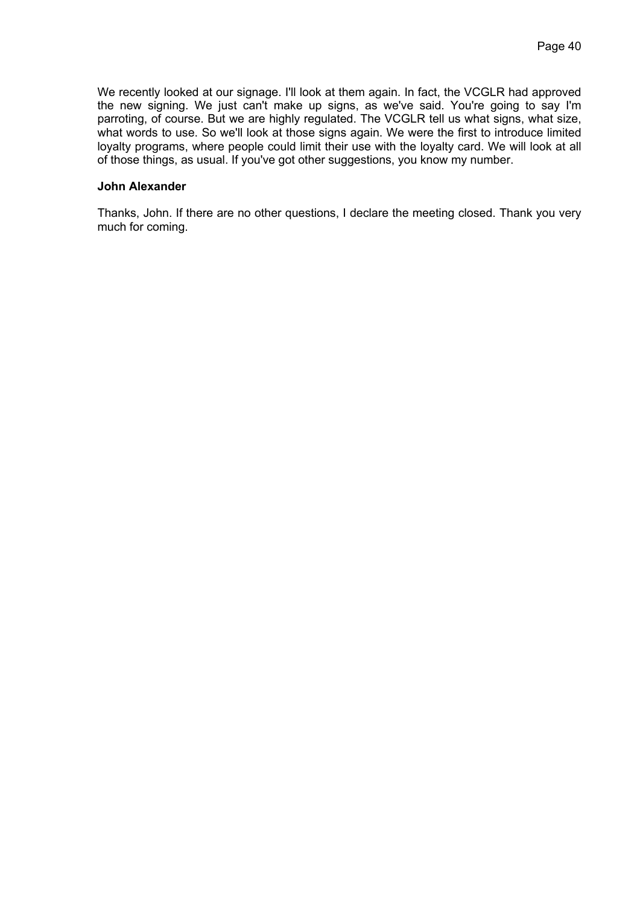We recently looked at our signage. I'll look at them again. In fact, the VCGLR had approved the new signing. We just can't make up signs, as we've said. You're going to say I'm parroting, of course. But we are highly regulated. The VCGLR tell us what signs, what size, what words to use. So we'll look at those signs again. We were the first to introduce limited loyalty programs, where people could limit their use with the loyalty card. We will look at all of those things, as usual. If you've got other suggestions, you know my number.

**John Alexander**

Thanks, John. If there are no other questions, I declare the meeting closed. Thank you very much for coming.